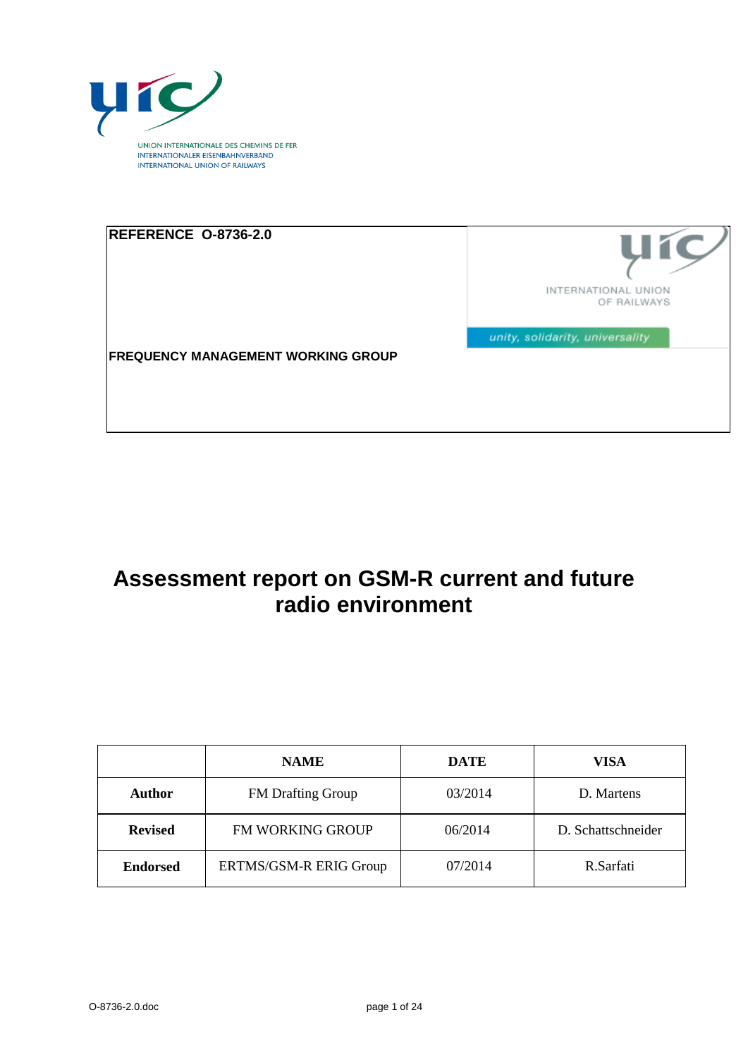UNION INTERNATIONALE DES CHEMINS DE FER
INTERNATIONALER EISENBAHNVERBAND
INTERNATIONAL UNION OF RAILWAYS

**REFERENCE O-8736-2.0**

INTERNATIONAL UNION OF RAILWAYS

*unity, solidarity, universality*

**FREQUENCY MANAGEMENT WORKING GROUP**

# Assessment report on GSM-R current and future radio environment

| | NAME | DATE | VISA |
|---|---|---|---|
| **Author** | FM Drafting Group | 03/2014 | D. Martens |
| **Revised** | FM WORKING GROUP | 06/2014 | D. Schattschneider |
| **Endorsed** | ERTMS/GSM-R ERIG Group | 07/2014 | R.Sarfati |

O-8736-2.0.doc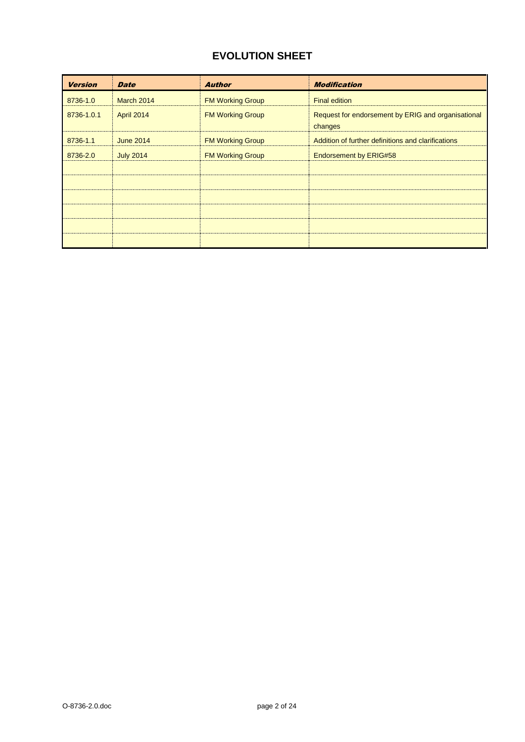# EVOLUTION SHEET

| *Version* | *Date* | *Author* | *Modification* |
|---|---|---|---|
| 8736-1.0 | March 2014 | FM Working Group | Final edition |
| 8736-1.0.1 | April 2014 | FM Working Group | Request for endorsement by ERIG and organisational changes |
| 8736-1.1 | June 2014 | FM Working Group | Addition of further definitions and clarifications |
| 8736-2.0 | July 2014 | FM Working Group | Endorsement by ERIG#58 |
| | | | |
| | | | |
| | | | |
| | | | |
| | | | |
| | | | |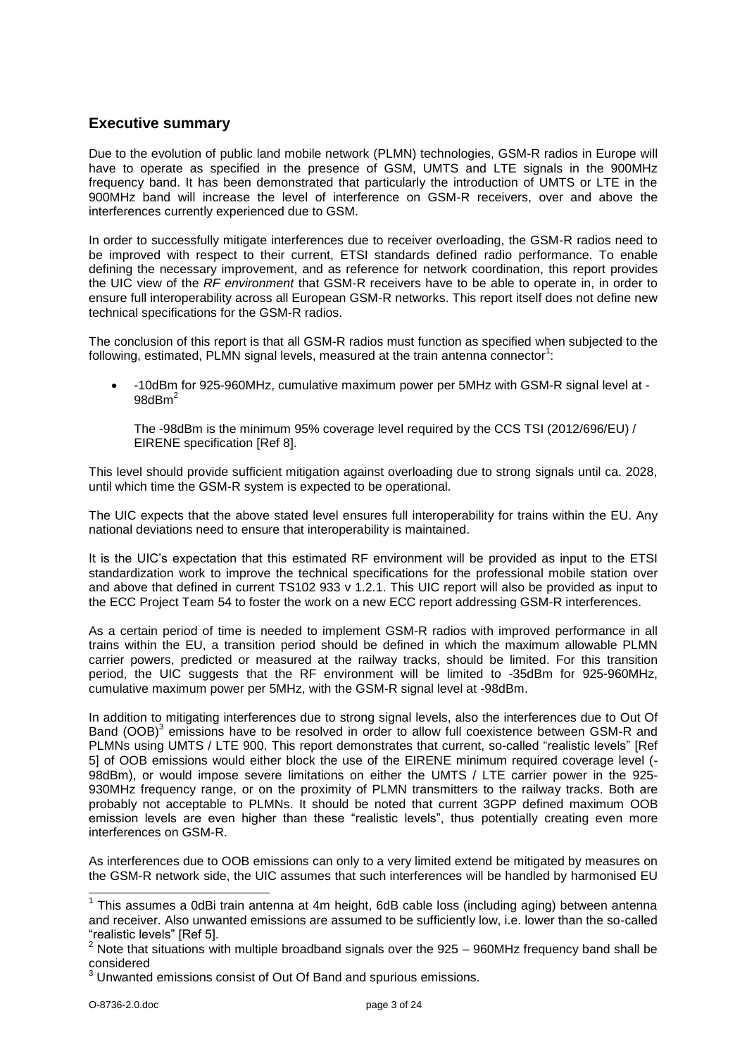## Executive summary

Due to the evolution of public land mobile network (PLMN) technologies, GSM-R radios in Europe will have to operate as specified in the presence of GSM, UMTS and LTE signals in the 900MHz frequency band. It has been demonstrated that particularly the introduction of UMTS or LTE in the 900MHz band will increase the level of interference on GSM-R receivers, over and above the interferences currently experienced due to GSM.

In order to successfully mitigate interferences due to receiver overloading, the GSM-R radios need to be improved with respect to their current, ETSI standards defined radio performance. To enable defining the necessary improvement, and as reference for network coordination, this report provides the UIC view of the *RF environment* that GSM-R receivers have to be able to operate in, in order to ensure full interoperability across all European GSM-R networks. This report itself does not define new technical specifications for the GSM-R radios.

The conclusion of this report is that all GSM-R radios must function as specified when subjected to the following, estimated, PLMN signal levels, measured at the train antenna connector[1]:

- -10dBm for 925-960MHz, cumulative maximum power per 5MHz with GSM-R signal level at -98dBm[2]

  The -98dBm is the minimum 95% coverage level required by the CCS TSI (2012/696/EU) / EIRENE specification [Ref 8].

This level should provide sufficient mitigation against overloading due to strong signals until ca. 2028, until which time the GSM-R system is expected to be operational.

The UIC expects that the above stated level ensures full interoperability for trains within the EU. Any national deviations need to ensure that interoperability is maintained.

It is the UIC's expectation that this estimated RF environment will be provided as input to the ETSI standardization work to improve the technical specifications for the professional mobile station over and above that defined in current TS102 933 v 1.2.1. This UIC report will also be provided as input to the ECC Project Team 54 to foster the work on a new ECC report addressing GSM-R interferences.

As a certain period of time is needed to implement GSM-R radios with improved performance in all trains within the EU, a transition period should be defined in which the maximum allowable PLMN carrier powers, predicted or measured at the railway tracks, should be limited. For this transition period, the UIC suggests that the RF environment will be limited to -35dBm for 925-960MHz, cumulative maximum power per 5MHz, with the GSM-R signal level at -98dBm.

In addition to mitigating interferences due to strong signal levels, also the interferences due to Out Of Band (OOB)[3] emissions have to be resolved in order to allow full coexistence between GSM-R and PLMNs using UMTS / LTE 900. This report demonstrates that current, so-called "realistic levels" [Ref 5] of OOB emissions would either block the use of the EIRENE minimum required coverage level (-98dBm), or would impose severe limitations on either the UMTS / LTE carrier power in the 925-930MHz frequency range, or on the proximity of PLMN transmitters to the railway tracks. Both are probably not acceptable to PLMNs. It should be noted that current 3GPP defined maximum OOB emission levels are even higher than these "realistic levels", thus potentially creating even more interferences on GSM-R.

As interferences due to OOB emissions can only to a very limited extend be mitigated by measures on the GSM-R network side, the UIC assumes that such interferences will be handled by harmonised EU

---

[1] This assumes a 0dBi train antenna at 4m height, 6dB cable loss (including aging) between antenna and receiver. Also unwanted emissions are assumed to be sufficiently low, i.e. lower than the so-called "realistic levels" [Ref 5].

[2] Note that situations with multiple broadband signals over the 925 – 960MHz frequency band shall be considered

[3] Unwanted emissions consist of Out Of Band and spurious emissions.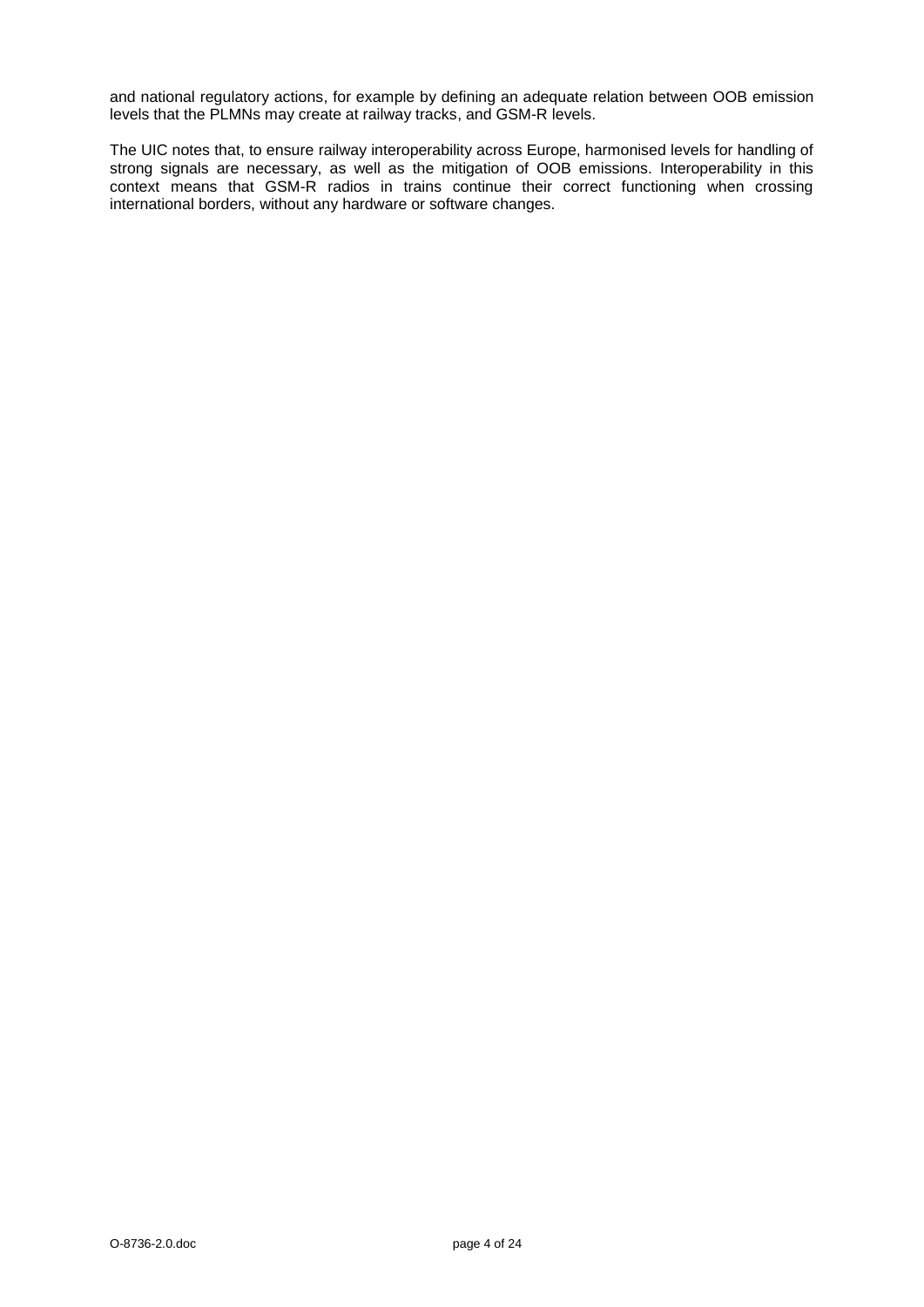and national regulatory actions, for example by defining an adequate relation between OOB emission levels that the PLMNs may create at railway tracks, and GSM-R levels.

The UIC notes that, to ensure railway interoperability across Europe, harmonised levels for handling of strong signals are necessary, as well as the mitigation of OOB emissions. Interoperability in this context means that GSM-R radios in trains continue their correct functioning when crossing international borders, without any hardware or software changes.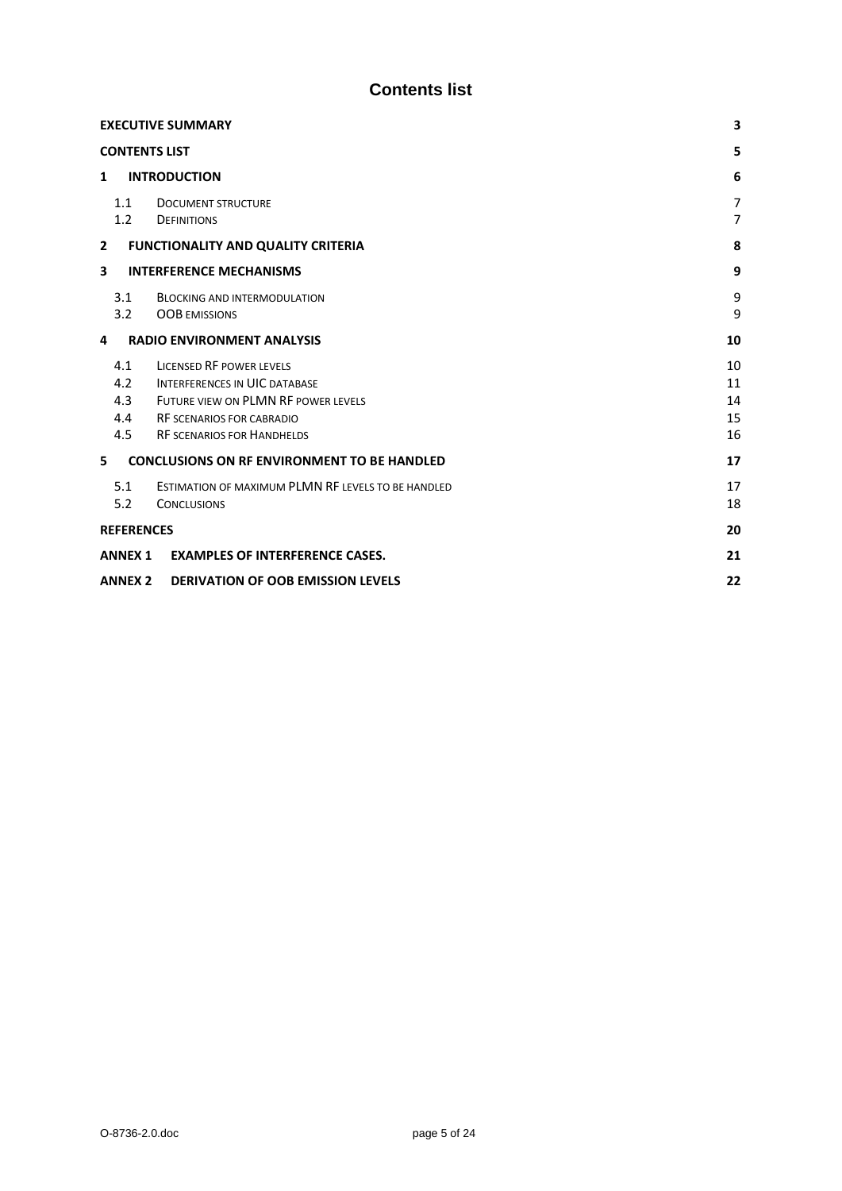# Contents list

| | | |
|---|---|---|
| **EXECUTIVE SUMMARY** | | **3** |
| **CONTENTS LIST** | | **5** |
| **1** | **INTRODUCTION** | **6** |
| 1.1 | DOCUMENT STRUCTURE | 7 |
| 1.2 | DEFINITIONS | 7 |
| **2** | **FUNCTIONALITY AND QUALITY CRITERIA** | **8** |
| **3** | **INTERFERENCE MECHANISMS** | **9** |
| 3.1 | BLOCKING AND INTERMODULATION | 9 |
| 3.2 | OOB EMISSIONS | 9 |
| **4** | **RADIO ENVIRONMENT ANALYSIS** | **10** |
| 4.1 | LICENSED RF POWER LEVELS | 10 |
| 4.2 | INTERFERENCES IN UIC DATABASE | 11 |
| 4.3 | FUTURE VIEW ON PLMN RF POWER LEVELS | 14 |
| 4.4 | RF SCENARIOS FOR CABRADIO | 15 |
| 4.5 | RF SCENARIOS FOR HANDHELDS | 16 |
| **5** | **CONCLUSIONS ON RF ENVIRONMENT TO BE HANDLED** | **17** |
| 5.1 | ESTIMATION OF MAXIMUM PLMN RF LEVELS TO BE HANDLED | 17 |
| 5.2 | CONCLUSIONS | 18 |
| **REFERENCES** | | **20** |
| **ANNEX 1** | **EXAMPLES OF INTERFERENCE CASES.** | **21** |
| **ANNEX 2** | **DERIVATION OF OOB EMISSION LEVELS** | **22** |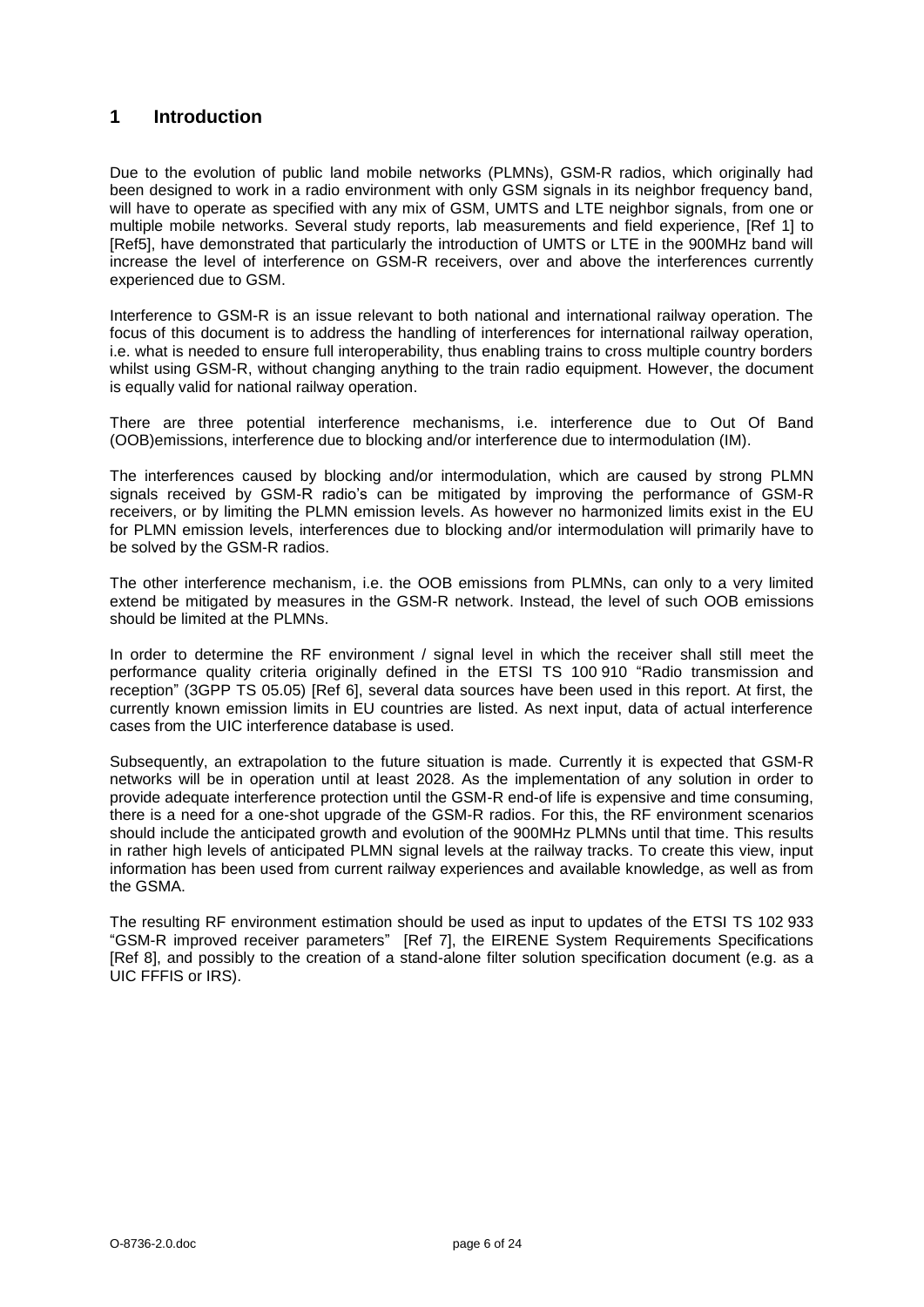# 1 Introduction

Due to the evolution of public land mobile networks (PLMNs), GSM-R radios, which originally had been designed to work in a radio environment with only GSM signals in its neighbor frequency band, will have to operate as specified with any mix of GSM, UMTS and LTE neighbor signals, from one or multiple mobile networks. Several study reports, lab measurements and field experience, [Ref 1] to [Ref5], have demonstrated that particularly the introduction of UMTS or LTE in the 900MHz band will increase the level of interference on GSM-R receivers, over and above the interferences currently experienced due to GSM.

Interference to GSM-R is an issue relevant to both national and international railway operation. The focus of this document is to address the handling of interferences for international railway operation, i.e. what is needed to ensure full interoperability, thus enabling trains to cross multiple country borders whilst using GSM-R, without changing anything to the train radio equipment. However, the document is equally valid for national railway operation.

There are three potential interference mechanisms, i.e. interference due to Out Of Band (OOB)emissions, interference due to blocking and/or interference due to intermodulation (IM).

The interferences caused by blocking and/or intermodulation, which are caused by strong PLMN signals received by GSM-R radio's can be mitigated by improving the performance of GSM-R receivers, or by limiting the PLMN emission levels. As however no harmonized limits exist in the EU for PLMN emission levels, interferences due to blocking and/or intermodulation will primarily have to be solved by the GSM-R radios.

The other interference mechanism, i.e. the OOB emissions from PLMNs, can only to a very limited extend be mitigated by measures in the GSM-R network. Instead, the level of such OOB emissions should be limited at the PLMNs.

In order to determine the RF environment / signal level in which the receiver shall still meet the performance quality criteria originally defined in the ETSI TS 100 910 "Radio transmission and reception" (3GPP TS 05.05) [Ref 6], several data sources have been used in this report. At first, the currently known emission limits in EU countries are listed. As next input, data of actual interference cases from the UIC interference database is used.

Subsequently, an extrapolation to the future situation is made. Currently it is expected that GSM-R networks will be in operation until at least 2028. As the implementation of any solution in order to provide adequate interference protection until the GSM-R end-of life is expensive and time consuming, there is a need for a one-shot upgrade of the GSM-R radios. For this, the RF environment scenarios should include the anticipated growth and evolution of the 900MHz PLMNs until that time. This results in rather high levels of anticipated PLMN signal levels at the railway tracks. To create this view, input information has been used from current railway experiences and available knowledge, as well as from the GSMA.

The resulting RF environment estimation should be used as input to updates of the ETSI TS 102 933 "GSM-R improved receiver parameters" [Ref 7], the EIRENE System Requirements Specifications [Ref 8], and possibly to the creation of a stand-alone filter solution specification document (e.g. as a UIC FFFIS or IRS).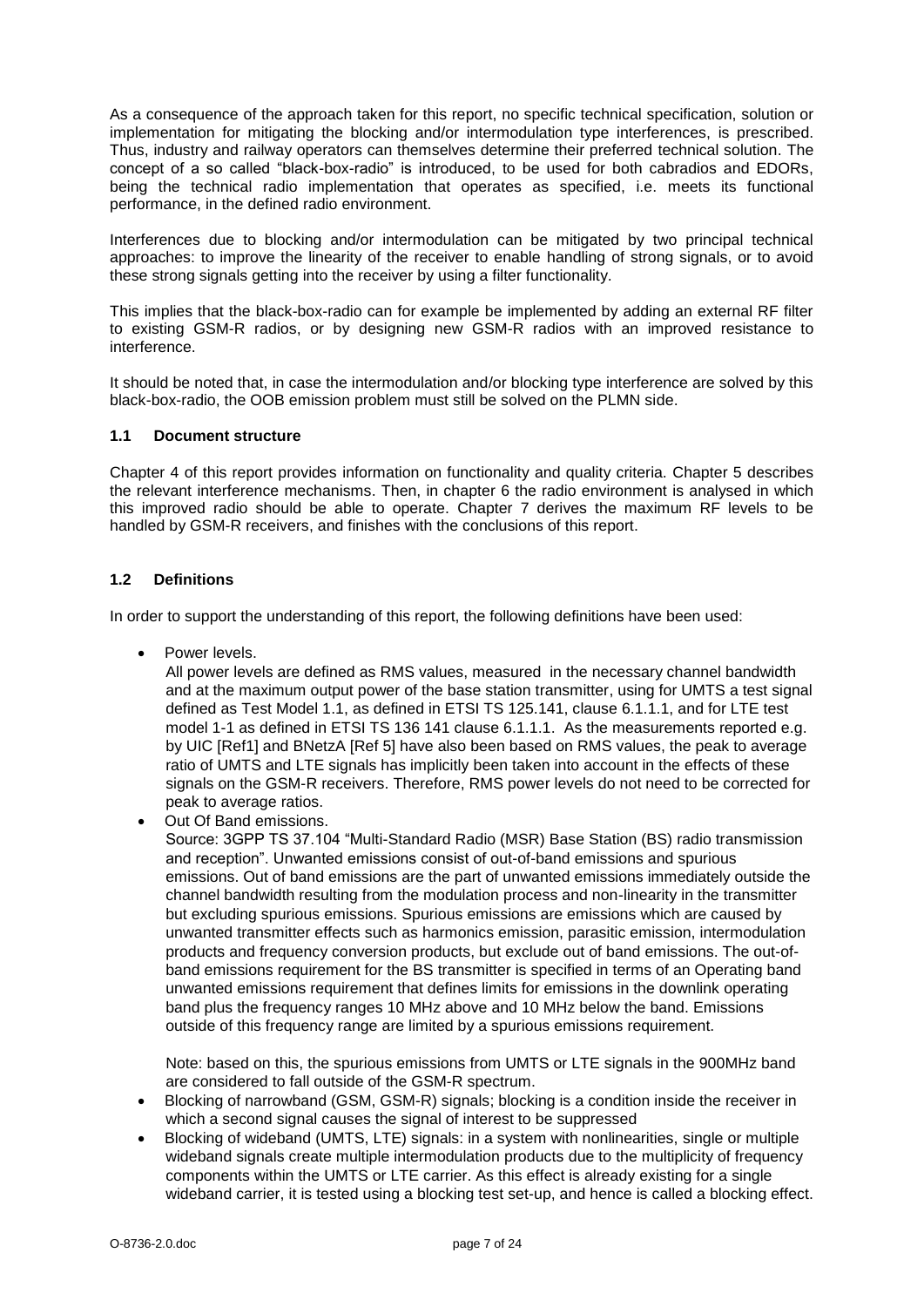As a consequence of the approach taken for this report, no specific technical specification, solution or implementation for mitigating the blocking and/or intermodulation type interferences, is prescribed. Thus, industry and railway operators can themselves determine their preferred technical solution. The concept of a so called "black-box-radio" is introduced, to be used for both cabradios and EDORs, being the technical radio implementation that operates as specified, i.e. meets its functional performance, in the defined radio environment.

Interferences due to blocking and/or intermodulation can be mitigated by two principal technical approaches: to improve the linearity of the receiver to enable handling of strong signals, or to avoid these strong signals getting into the receiver by using a filter functionality.

This implies that the black-box-radio can for example be implemented by adding an external RF filter to existing GSM-R radios, or by designing new GSM-R radios with an improved resistance to interference.

It should be noted that, in case the intermodulation and/or blocking type interference are solved by this black-box-radio, the OOB emission problem must still be solved on the PLMN side.

### 1.1 Document structure

Chapter 4 of this report provides information on functionality and quality criteria. Chapter 5 describes the relevant interference mechanisms. Then, in chapter 6 the radio environment is analysed in which this improved radio should be able to operate. Chapter 7 derives the maximum RF levels to be handled by GSM-R receivers, and finishes with the conclusions of this report.

### 1.2 Definitions

In order to support the understanding of this report, the following definitions have been used:

- Power levels.
  All power levels are defined as RMS values, measured in the necessary channel bandwidth and at the maximum output power of the base station transmitter, using for UMTS a test signal defined as Test Model 1.1, as defined in ETSI TS 125.141, clause 6.1.1.1, and for LTE test model 1-1 as defined in ETSI TS 136 141 clause 6.1.1.1. As the measurements reported e.g. by UIC [Ref1] and BNetzA [Ref 5] have also been based on RMS values, the peak to average ratio of UMTS and LTE signals has implicitly been taken into account in the effects of these signals on the GSM-R receivers. Therefore, RMS power levels do not need to be corrected for peak to average ratios.
- Out Of Band emissions.
  Source: 3GPP TS 37.104 "Multi-Standard Radio (MSR) Base Station (BS) radio transmission and reception". Unwanted emissions consist of out-of-band emissions and spurious emissions. Out of band emissions are the part of unwanted emissions immediately outside the channel bandwidth resulting from the modulation process and non-linearity in the transmitter but excluding spurious emissions. Spurious emissions are emissions which are caused by unwanted transmitter effects such as harmonics emission, parasitic emission, intermodulation products and frequency conversion products, but exclude out of band emissions. The out-of-band emissions requirement for the BS transmitter is specified in terms of an Operating band unwanted emissions requirement that defines limits for emissions in the downlink operating band plus the frequency ranges 10 MHz above and 10 MHz below the band. Emissions outside of this frequency range are limited by a spurious emissions requirement.

  Note: based on this, the spurious emissions from UMTS or LTE signals in the 900MHz band are considered to fall outside of the GSM-R spectrum.
- Blocking of narrowband (GSM, GSM-R) signals; blocking is a condition inside the receiver in which a second signal causes the signal of interest to be suppressed
- Blocking of wideband (UMTS, LTE) signals: in a system with nonlinearities, single or multiple wideband signals create multiple intermodulation products due to the multiplicity of frequency components within the UMTS or LTE carrier. As this effect is already existing for a single wideband carrier, it is tested using a blocking test set-up, and hence is called a blocking effect.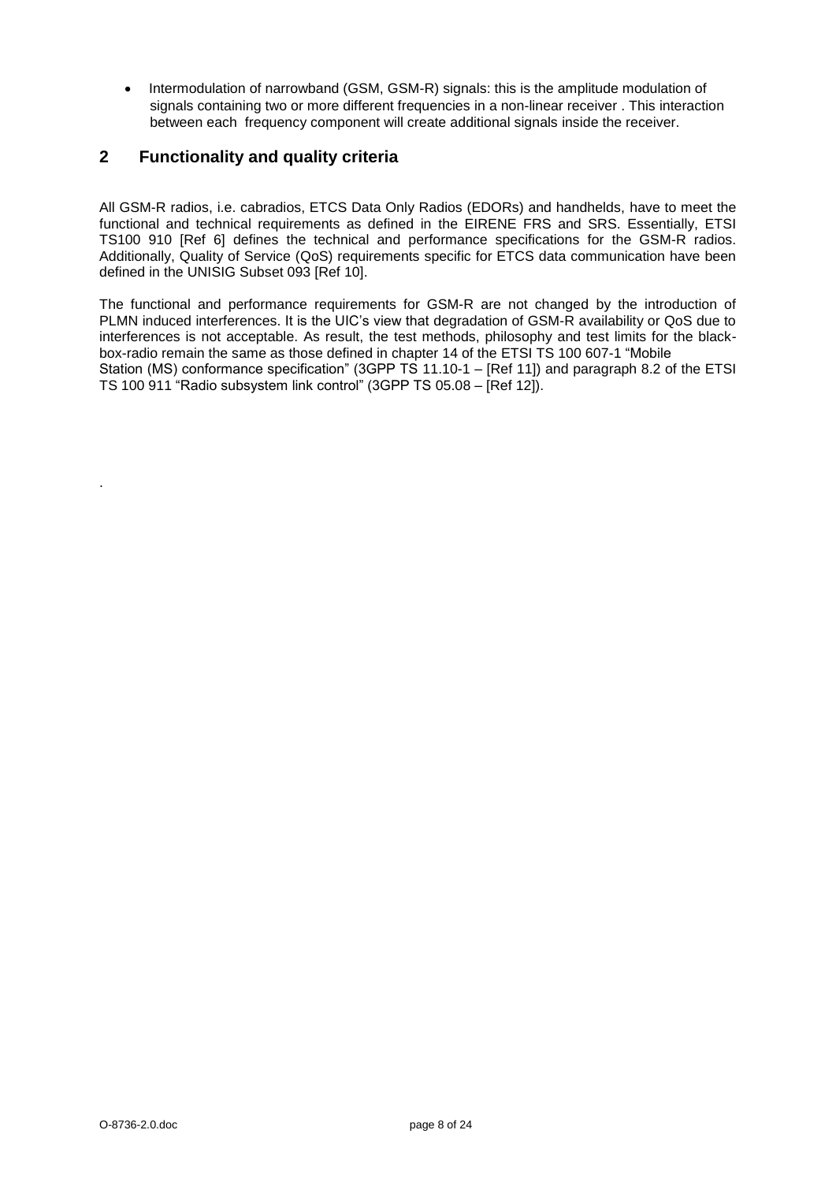- Intermodulation of narrowband (GSM, GSM-R) signals: this is the amplitude modulation of signals containing two or more different frequencies in a non-linear receiver . This interaction between each frequency component will create additional signals inside the receiver.

## 2 Functionality and quality criteria

All GSM-R radios, i.e. cabradios, ETCS Data Only Radios (EDORs) and handhelds, have to meet the functional and technical requirements as defined in the EIRENE FRS and SRS. Essentially, ETSI TS100 910 [Ref 6] defines the technical and performance specifications for the GSM-R radios. Additionally, Quality of Service (QoS) requirements specific for ETCS data communication have been defined in the UNISIG Subset 093 [Ref 10].

The functional and performance requirements for GSM-R are not changed by the introduction of PLMN induced interferences. It is the UIC's view that degradation of GSM-R availability or QoS due to interferences is not acceptable. As result, the test methods, philosophy and test limits for the black-box-radio remain the same as those defined in chapter 14 of the ETSI TS 100 607-1 "Mobile Station (MS) conformance specification" (3GPP TS 11.10-1 – [Ref 11]) and paragraph 8.2 of the ETSI TS 100 911 "Radio subsystem link control" (3GPP TS 05.08 – [Ref 12]).

.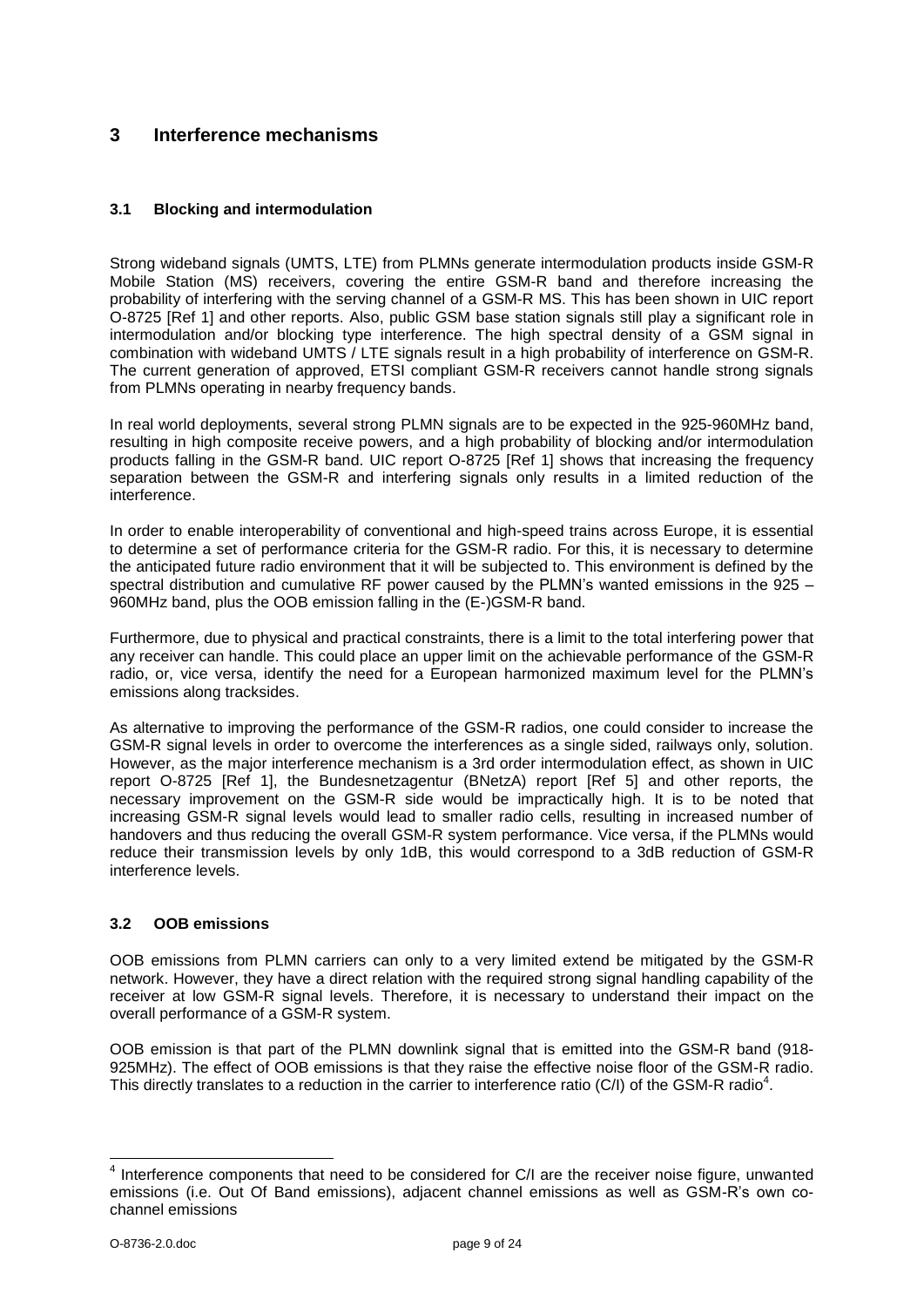# 3 Interference mechanisms

## 3.1 Blocking and intermodulation

Strong wideband signals (UMTS, LTE) from PLMNs generate intermodulation products inside GSM-R Mobile Station (MS) receivers, covering the entire GSM-R band and therefore increasing the probability of interfering with the serving channel of a GSM-R MS. This has been shown in UIC report O-8725 [Ref 1] and other reports. Also, public GSM base station signals still play a significant role in intermodulation and/or blocking type interference. The high spectral density of a GSM signal in combination with wideband UMTS / LTE signals result in a high probability of interference on GSM-R. The current generation of approved, ETSI compliant GSM-R receivers cannot handle strong signals from PLMNs operating in nearby frequency bands.

In real world deployments, several strong PLMN signals are to be expected in the 925-960MHz band, resulting in high composite receive powers, and a high probability of blocking and/or intermodulation products falling in the GSM-R band. UIC report O-8725 [Ref 1] shows that increasing the frequency separation between the GSM-R and interfering signals only results in a limited reduction of the interference.

In order to enable interoperability of conventional and high-speed trains across Europe, it is essential to determine a set of performance criteria for the GSM-R radio. For this, it is necessary to determine the anticipated future radio environment that it will be subjected to. This environment is defined by the spectral distribution and cumulative RF power caused by the PLMN's wanted emissions in the 925 – 960MHz band, plus the OOB emission falling in the (E-)GSM-R band.

Furthermore, due to physical and practical constraints, there is a limit to the total interfering power that any receiver can handle. This could place an upper limit on the achievable performance of the GSM-R radio, or, vice versa, identify the need for a European harmonized maximum level for the PLMN's emissions along tracksides.

As alternative to improving the performance of the GSM-R radios, one could consider to increase the GSM-R signal levels in order to overcome the interferences as a single sided, railways only, solution. However, as the major interference mechanism is a 3rd order intermodulation effect, as shown in UIC report O-8725 [Ref 1], the Bundesnetzagentur (BNetzA) report [Ref 5] and other reports, the necessary improvement on the GSM-R side would be impractically high. It is to be noted that increasing GSM-R signal levels would lead to smaller radio cells, resulting in increased number of handovers and thus reducing the overall GSM-R system performance. Vice versa, if the PLMNs would reduce their transmission levels by only 1dB, this would correspond to a 3dB reduction of GSM-R interference levels.

## 3.2 OOB emissions

OOB emissions from PLMN carriers can only to a very limited extend be mitigated by the GSM-R network. However, they have a direct relation with the required strong signal handling capability of the receiver at low GSM-R signal levels. Therefore, it is necessary to understand their impact on the overall performance of a GSM-R system.

OOB emission is that part of the PLMN downlink signal that is emitted into the GSM-R band (918-925MHz). The effect of OOB emissions is that they raise the effective noise floor of the GSM-R radio. This directly translates to a reduction in the carrier to interference ratio (C/I) of the GSM-R radio[4].

[4] Interference components that need to be considered for C/I are the receiver noise figure, unwanted emissions (i.e. Out Of Band emissions), adjacent channel emissions as well as GSM-R's own co-channel emissions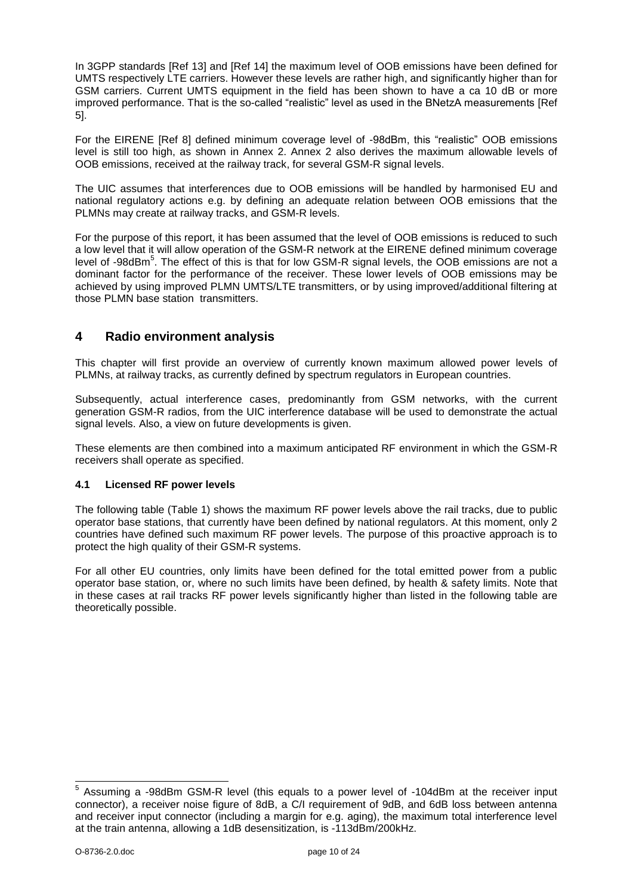In 3GPP standards [Ref 13] and [Ref 14] the maximum level of OOB emissions have been defined for UMTS respectively LTE carriers. However these levels are rather high, and significantly higher than for GSM carriers. Current UMTS equipment in the field has been shown to have a ca 10 dB or more improved performance. That is the so-called "realistic" level as used in the BNetzA measurements [Ref 5].

For the EIRENE [Ref 8] defined minimum coverage level of -98dBm, this "realistic" OOB emissions level is still too high, as shown in Annex 2. Annex 2 also derives the maximum allowable levels of OOB emissions, received at the railway track, for several GSM-R signal levels.

The UIC assumes that interferences due to OOB emissions will be handled by harmonised EU and national regulatory actions e.g. by defining an adequate relation between OOB emissions that the PLMNs may create at railway tracks, and GSM-R levels.

For the purpose of this report, it has been assumed that the level of OOB emissions is reduced to such a low level that it will allow operation of the GSM-R network at the EIRENE defined minimum coverage level of -98dBm[5]. The effect of this is that for low GSM-R signal levels, the OOB emissions are not a dominant factor for the performance of the receiver. These lower levels of OOB emissions may be achieved by using improved PLMN UMTS/LTE transmitters, or by using improved/additional filtering at those PLMN base station transmitters.

# 4 Radio environment analysis

This chapter will first provide an overview of currently known maximum allowed power levels of PLMNs, at railway tracks, as currently defined by spectrum regulators in European countries.

Subsequently, actual interference cases, predominantly from GSM networks, with the current generation GSM-R radios, from the UIC interference database will be used to demonstrate the actual signal levels. Also, a view on future developments is given.

These elements are then combined into a maximum anticipated RF environment in which the GSM-R receivers shall operate as specified.

## 4.1 Licensed RF power levels

The following table (Table 1) shows the maximum RF power levels above the rail tracks, due to public operator base stations, that currently have been defined by national regulators. At this moment, only 2 countries have defined such maximum RF power levels. The purpose of this proactive approach is to protect the high quality of their GSM-R systems.

For all other EU countries, only limits have been defined for the total emitted power from a public operator base station, or, where no such limits have been defined, by health & safety limits. Note that in these cases at rail tracks RF power levels significantly higher than listed in the following table are theoretically possible.

---

[5] Assuming a -98dBm GSM-R level (this equals to a power level of -104dBm at the receiver input connector), a receiver noise figure of 8dB, a C/I requirement of 9dB, and 6dB loss between antenna and receiver input connector (including a margin for e.g. aging), the maximum total interference level at the train antenna, allowing a 1dB desensitization, is -113dBm/200kHz.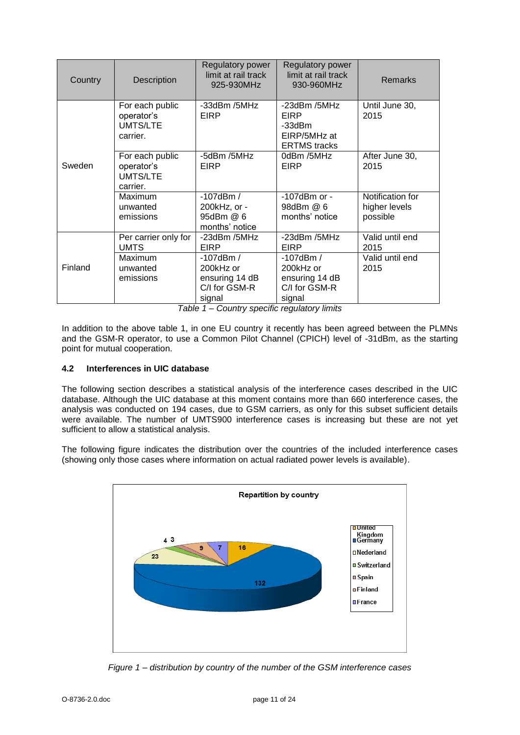| Country | Description | Regulatory power limit at rail track 925-930MHz | Regulatory power limit at rail track 930-960MHz | Remarks |
|---|---|---|---|---|
| Sweden | For each public operator's UMTS/LTE carrier. | -33dBm /5MHz EIRP | -23dBm /5MHz EIRP -33dBm EIRP/5MHz at ERTMS tracks | Until June 30, 2015 |
| | For each public operator's UMTS/LTE carrier. | -5dBm /5MHz EIRP | 0dBm /5MHz EIRP | After June 30, 2015 |
| | Maximum unwanted emissions | -107dBm / 200kHz, or -95dBm @ 6 months' notice | -107dBm or -98dBm @ 6 months' notice | Notification for higher levels possible |
| Finland | Per carrier only for UMTS | -23dBm /5MHz EIRP | -23dBm /5MHz EIRP | Valid until end 2015 |
| | Maximum unwanted emissions | -107dBm / 200kHz or ensuring 14 dB C/I for GSM-R signal | -107dBm / 200kHz or ensuring 14 dB C/I for GSM-R signal | Valid until end 2015 |

*Table 1 – Country specific regulatory limits*

In addition to the above table 1, in one EU country it recently has been agreed between the PLMNs and the GSM-R operator, to use a Common Pilot Channel (CPICH) level of -31dBm, as the starting point for mutual cooperation.

### 4.2 Interferences in UIC database

The following section describes a statistical analysis of the interference cases described in the UIC database. Although the UIC database at this moment contains more than 660 interference cases, the analysis was conducted on 194 cases, due to GSM carriers, as only for this subset sufficient details were available. The number of UMTS900 interference cases is increasing but these are not yet sufficient to allow a statistical analysis.

The following figure indicates the distribution over the countries of the included interference cases (showing only those cases where information on actual radiated power levels is available).

**Repartition by country**

| Country | Number of cases |
|---|---|
| United Kingdom | 16 |
| Germany | 132 |
| Nederland | 23 |
| Switzerland | 4 |
| Spain | 3 |
| Finland | 9 |
| France | 7 |

*Figure 1 – distribution by country of the number of the GSM interference cases*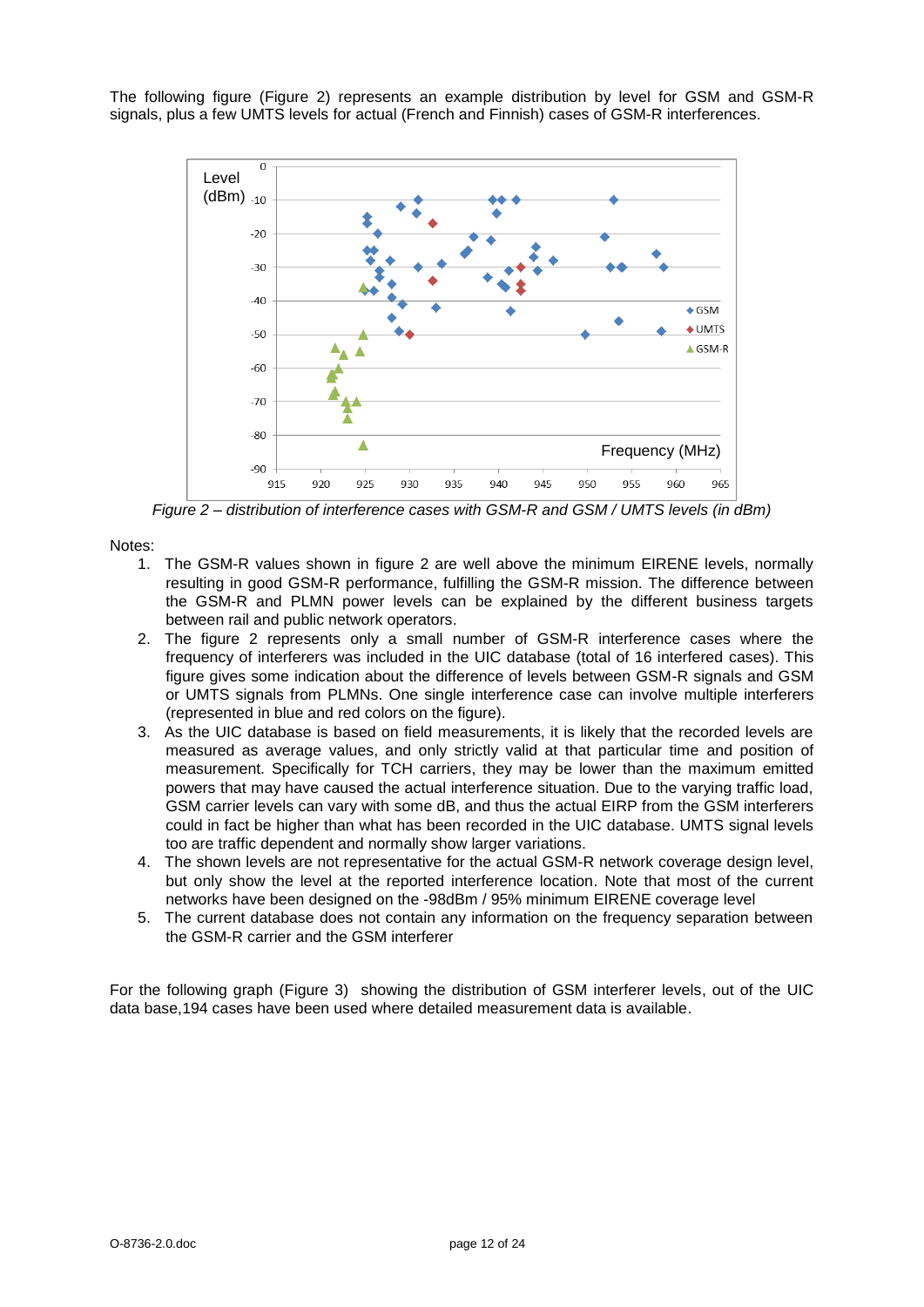The following figure (Figure 2) represents an example distribution by level for GSM and GSM-R signals, plus a few UMTS levels for actual (French and Finnish) cases of GSM-R interferences.

*Figure 2 – distribution of interference cases with GSM-R and GSM / UMTS levels (in dBm)*

Notes:

1. The GSM-R values shown in figure 2 are well above the minimum EIRENE levels, normally resulting in good GSM-R performance, fulfilling the GSM-R mission. The difference between the GSM-R and PLMN power levels can be explained by the different business targets between rail and public network operators.
2. The figure 2 represents only a small number of GSM-R interference cases where the frequency of interferers was included in the UIC database (total of 16 interfered cases). This figure gives some indication about the difference of levels between GSM-R signals and GSM or UMTS signals from PLMNs. One single interference case can involve multiple interferers (represented in blue and red colors on the figure).
3. As the UIC database is based on field measurements, it is likely that the recorded levels are measured as average values, and only strictly valid at that particular time and position of measurement. Specifically for TCH carriers, they may be lower than the maximum emitted powers that may have caused the actual interference situation. Due to the varying traffic load, GSM carrier levels can vary with some dB, and thus the actual EIRP from the GSM interferers could in fact be higher than what has been recorded in the UIC database. UMTS signal levels too are traffic dependent and normally show larger variations.
4. The shown levels are not representative for the actual GSM-R network coverage design level, but only show the level at the reported interference location. Note that most of the current networks have been designed on the -98dBm / 95% minimum EIRENE coverage level
5. The current database does not contain any information on the frequency separation between the GSM-R carrier and the GSM interferer

For the following graph (Figure 3) showing the distribution of GSM interferer levels, out of the UIC data base,194 cases have been used where detailed measurement data is available.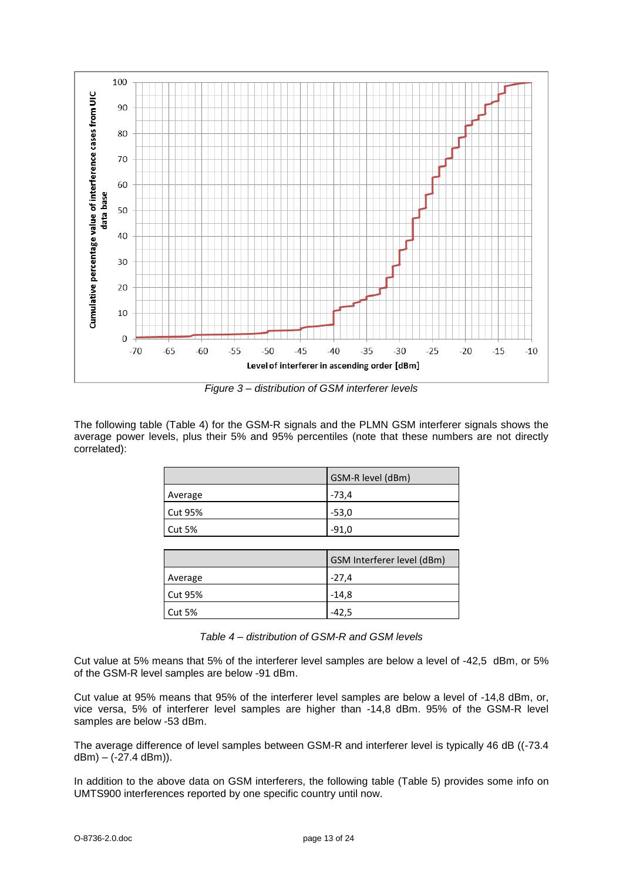*Figure 3 – distribution of GSM interferer levels*

The following table (Table 4) for the GSM-R signals and the PLMN GSM interferer signals shows the average power levels, plus their 5% and 95% percentiles (note that these numbers are not directly correlated):

| | GSM-R level (dBm) |
|---|---|
| Average | -73,4 |
| Cut 95% | -53,0 |
| Cut 5% | -91,0 |

| | GSM Interferer level (dBm) |
|---|---|
| Average | -27,4 |
| Cut 95% | -14,8 |
| Cut 5% | -42,5 |

*Table 4 – distribution of GSM-R and GSM levels*

Cut value at 5% means that 5% of the interferer level samples are below a level of -42,5 dBm, or 5% of the GSM-R level samples are below -91 dBm.

Cut value at 95% means that 95% of the interferer level samples are below a level of -14,8 dBm, or, vice versa, 5% of interferer level samples are higher than -14,8 dBm. 95% of the GSM-R level samples are below -53 dBm.

The average difference of level samples between GSM-R and interferer level is typically 46 dB ((-73.4 dBm) – (-27.4 dBm)).

In addition to the above data on GSM interferers, the following table (Table 5) provides some info on UMTS900 interferences reported by one specific country until now.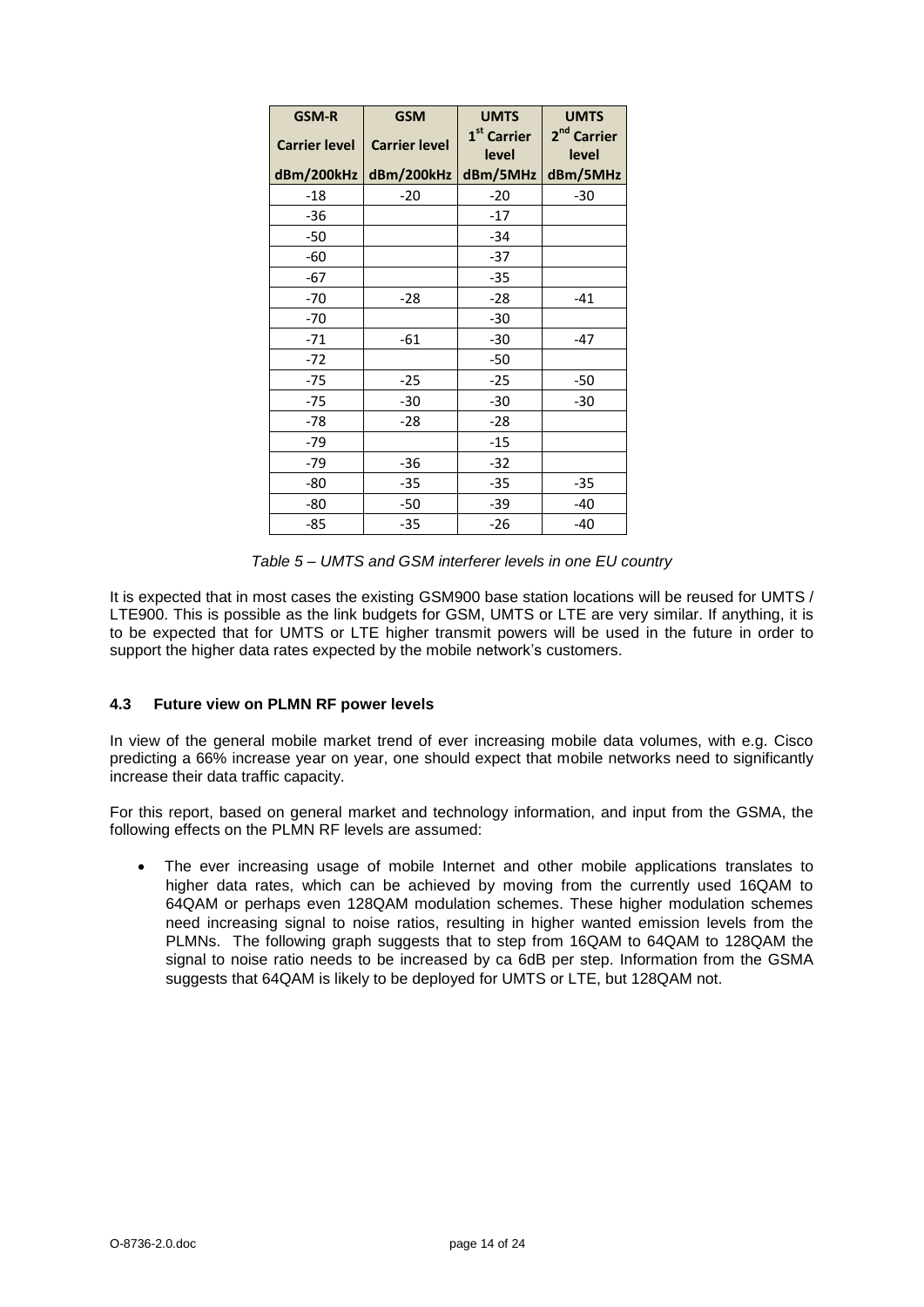| GSM-R Carrier level dBm/200kHz | GSM Carrier level dBm/200kHz | UMTS 1st Carrier level dBm/5MHz | UMTS 2nd Carrier level dBm/5MHz |
|---|---|---|---|
| -18 | -20 | -20 | -30 |
| -36 | | -17 | |
| -50 | | -34 | |
| -60 | | -37 | |
| -67 | | -35 | |
| -70 | -28 | -28 | -41 |
| -70 | | -30 | |
| -71 | -61 | -30 | -47 |
| -72 | | -50 | |
| -75 | -25 | -25 | -50 |
| -75 | -30 | -30 | -30 |
| -78 | -28 | -28 | |
| -79 | | -15 | |
| -79 | -36 | -32 | |
| -80 | -35 | -35 | -35 |
| -80 | -50 | -39 | -40 |
| -85 | -35 | -26 | -40 |

*Table 5 – UMTS and GSM interferer levels in one EU country*

It is expected that in most cases the existing GSM900 base station locations will be reused for UMTS / LTE900. This is possible as the link budgets for GSM, UMTS or LTE are very similar. If anything, it is to be expected that for UMTS or LTE higher transmit powers will be used in the future in order to support the higher data rates expected by the mobile network's customers.

### 4.3 Future view on PLMN RF power levels

In view of the general mobile market trend of ever increasing mobile data volumes, with e.g. Cisco predicting a 66% increase year on year, one should expect that mobile networks need to significantly increase their data traffic capacity.

For this report, based on general market and technology information, and input from the GSMA, the following effects on the PLMN RF levels are assumed:

- The ever increasing usage of mobile Internet and other mobile applications translates to higher data rates, which can be achieved by moving from the currently used 16QAM to 64QAM or perhaps even 128QAM modulation schemes. These higher modulation schemes need increasing signal to noise ratios, resulting in higher wanted emission levels from the PLMNs. The following graph suggests that to step from 16QAM to 64QAM to 128QAM the signal to noise ratio needs to be increased by ca 6dB per step. Information from the GSMA suggests that 64QAM is likely to be deployed for UMTS or LTE, but 128QAM not.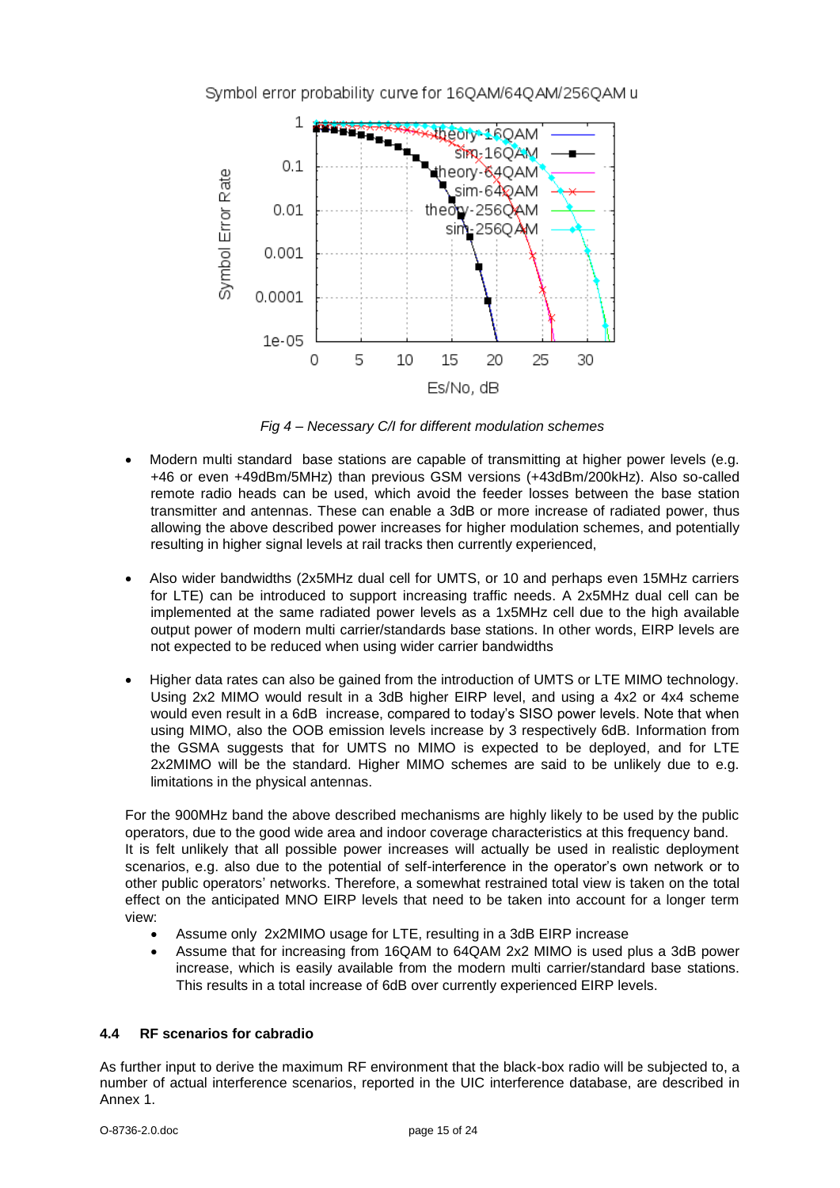*Fig 4 – Necessary C/I for different modulation schemes*

- Modern multi standard base stations are capable of transmitting at higher power levels (e.g. +46 or even +49dBm/5MHz) than previous GSM versions (+43dBm/200kHz). Also so-called remote radio heads can be used, which avoid the feeder losses between the base station transmitter and antennas. These can enable a 3dB or more increase of radiated power, thus allowing the above described power increases for higher modulation schemes, and potentially resulting in higher signal levels at rail tracks then currently experienced,

- Also wider bandwidths (2x5MHz dual cell for UMTS, or 10 and perhaps even 15MHz carriers for LTE) can be introduced to support increasing traffic needs. A 2x5MHz dual cell can be implemented at the same radiated power levels as a 1x5MHz cell due to the high available output power of modern multi carrier/standards base stations. In other words, EIRP levels are not expected to be reduced when using wider carrier bandwidths

- Higher data rates can also be gained from the introduction of UMTS or LTE MIMO technology. Using 2x2 MIMO would result in a 3dB higher EIRP level, and using a 4x2 or 4x4 scheme would even result in a 6dB increase, compared to today's SISO power levels. Note that when using MIMO, also the OOB emission levels increase by 3 respectively 6dB. Information from the GSMA suggests that for UMTS no MIMO is expected to be deployed, and for LTE 2x2MIMO will be the standard. Higher MIMO schemes are said to be unlikely due to e.g. limitations in the physical antennas.

For the 900MHz band the above described mechanisms are highly likely to be used by the public operators, due to the good wide area and indoor coverage characteristics at this frequency band. It is felt unlikely that all possible power increases will actually be used in realistic deployment scenarios, e.g. also due to the potential of self-interference in the operator's own network or to other public operators' networks. Therefore, a somewhat restrained total view is taken on the total effect on the anticipated MNO EIRP levels that need to be taken into account for a longer term view:

- Assume only 2x2MIMO usage for LTE, resulting in a 3dB EIRP increase
- Assume that for increasing from 16QAM to 64QAM 2x2 MIMO is used plus a 3dB power increase, which is easily available from the modern multi carrier/standard base stations. This results in a total increase of 6dB over currently experienced EIRP levels.

### 4.4 RF scenarios for cabradio

As further input to derive the maximum RF environment that the black-box radio will be subjected to, a number of actual interference scenarios, reported in the UIC interference database, are described in Annex 1.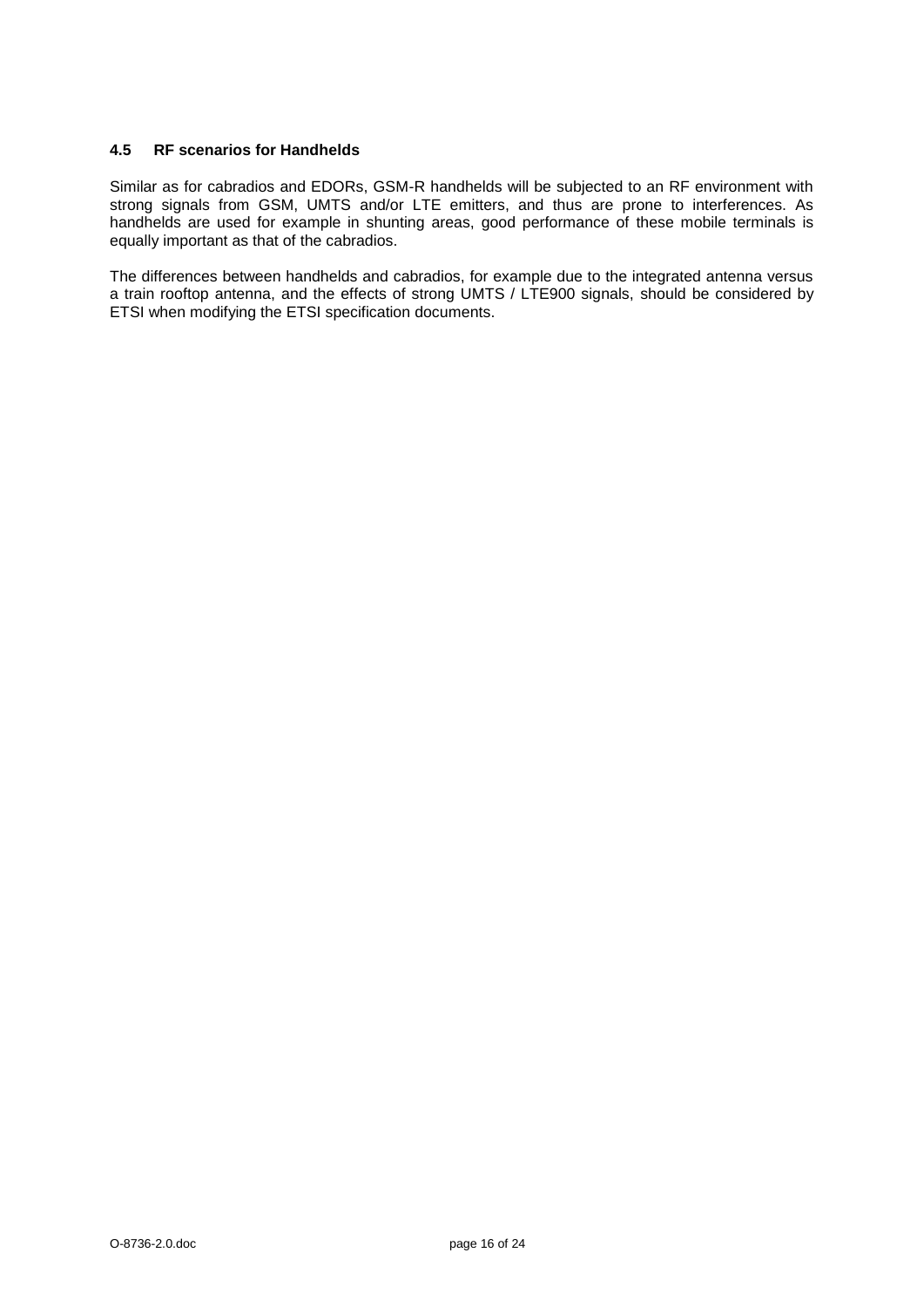### 4.5 RF scenarios for Handhelds

Similar as for cabradios and EDORs, GSM-R handhelds will be subjected to an RF environment with strong signals from GSM, UMTS and/or LTE emitters, and thus are prone to interferences. As handhelds are used for example in shunting areas, good performance of these mobile terminals is equally important as that of the cabradios.

The differences between handhelds and cabradios, for example due to the integrated antenna versus a train rooftop antenna, and the effects of strong UMTS / LTE900 signals, should be considered by ETSI when modifying the ETSI specification documents.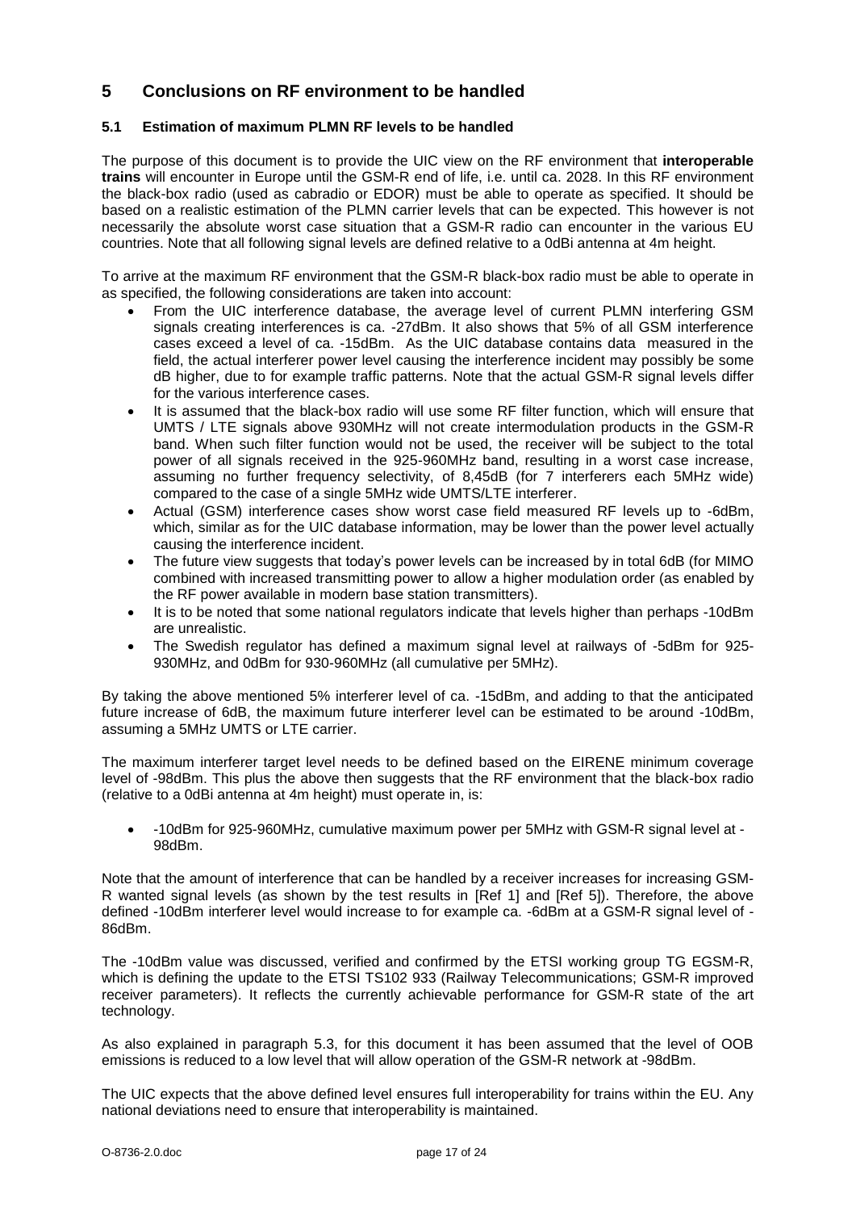# 5 Conclusions on RF environment to be handled

## 5.1 Estimation of maximum PLMN RF levels to be handled

The purpose of this document is to provide the UIC view on the RF environment that **interoperable trains** will encounter in Europe until the GSM-R end of life, i.e. until ca. 2028. In this RF environment the black-box radio (used as cabradio or EDOR) must be able to operate as specified. It should be based on a realistic estimation of the PLMN carrier levels that can be expected. This however is not necessarily the absolute worst case situation that a GSM-R radio can encounter in the various EU countries. Note that all following signal levels are defined relative to a 0dBi antenna at 4m height.

To arrive at the maximum RF environment that the GSM-R black-box radio must be able to operate in as specified, the following considerations are taken into account:

- From the UIC interference database, the average level of current PLMN interfering GSM signals creating interferences is ca. -27dBm. It also shows that 5% of all GSM interference cases exceed a level of ca. -15dBm. As the UIC database contains data measured in the field, the actual interferer power level causing the interference incident may possibly be some dB higher, due to for example traffic patterns. Note that the actual GSM-R signal levels differ for the various interference cases.
- It is assumed that the black-box radio will use some RF filter function, which will ensure that UMTS / LTE signals above 930MHz will not create intermodulation products in the GSM-R band. When such filter function would not be used, the receiver will be subject to the total power of all signals received in the 925-960MHz band, resulting in a worst case increase, assuming no further frequency selectivity, of 8,45dB (for 7 interferers each 5MHz wide) compared to the case of a single 5MHz wide UMTS/LTE interferer.
- Actual (GSM) interference cases show worst case field measured RF levels up to -6dBm, which, similar as for the UIC database information, may be lower than the power level actually causing the interference incident.
- The future view suggests that today's power levels can be increased by in total 6dB (for MIMO combined with increased transmitting power to allow a higher modulation order (as enabled by the RF power available in modern base station transmitters).
- It is to be noted that some national regulators indicate that levels higher than perhaps -10dBm are unrealistic.
- The Swedish regulator has defined a maximum signal level at railways of -5dBm for 925-930MHz, and 0dBm for 930-960MHz (all cumulative per 5MHz).

By taking the above mentioned 5% interferer level of ca. -15dBm, and adding to that the anticipated future increase of 6dB, the maximum future interferer level can be estimated to be around -10dBm, assuming a 5MHz UMTS or LTE carrier.

The maximum interferer target level needs to be defined based on the EIRENE minimum coverage level of -98dBm. This plus the above then suggests that the RF environment that the black-box radio (relative to a 0dBi antenna at 4m height) must operate in, is:

- -10dBm for 925-960MHz, cumulative maximum power per 5MHz with GSM-R signal level at -98dBm.

Note that the amount of interference that can be handled by a receiver increases for increasing GSM-R wanted signal levels (as shown by the test results in [Ref 1] and [Ref 5]). Therefore, the above defined -10dBm interferer level would increase to for example ca. -6dBm at a GSM-R signal level of -86dBm.

The -10dBm value was discussed, verified and confirmed by the ETSI working group TG EGSM-R, which is defining the update to the ETSI TS102 933 (Railway Telecommunications; GSM-R improved receiver parameters). It reflects the currently achievable performance for GSM-R state of the art technology.

As also explained in paragraph 5.3, for this document it has been assumed that the level of OOB emissions is reduced to a low level that will allow operation of the GSM-R network at -98dBm.

The UIC expects that the above defined level ensures full interoperability for trains within the EU. Any national deviations need to ensure that interoperability is maintained.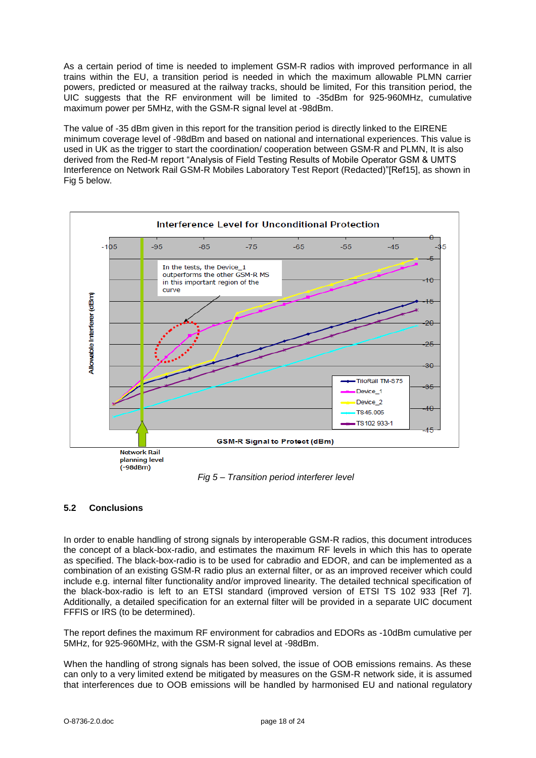As a certain period of time is needed to implement GSM-R radios with improved performance in all trains within the EU, a transition period is needed in which the maximum allowable PLMN carrier powers, predicted or measured at the railway tracks, should be limited, For this transition period, the UIC suggests that the RF environment will be limited to -35dBm for 925-960MHz, cumulative maximum power per 5MHz, with the GSM-R signal level at -98dBm.

The value of -35 dBm given in this report for the transition period is directly linked to the EIRENE minimum coverage level of -98dBm and based on national and international experiences. This value is used in UK as the trigger to start the coordination/ cooperation between GSM-R and PLMN, It is also derived from the Red-M report "Analysis of Field Testing Results of Mobile Operator GSM & UMTS Interference on Network Rail GSM-R Mobiles Laboratory Test Report (Redacted)"[Ref15], as shown in Fig 5 below.

*Fig 5 – Transition period interferer level*

### 5.2 Conclusions

In order to enable handling of strong signals by interoperable GSM-R radios, this document introduces the concept of a black-box-radio, and estimates the maximum RF levels in which this has to operate as specified. The black-box-radio is to be used for cabradio and EDOR, and can be implemented as a combination of an existing GSM-R radio plus an external filter, or as an improved receiver which could include e.g. internal filter functionality and/or improved linearity. The detailed technical specification of the black-box-radio is left to an ETSI standard (improved version of ETSI TS 102 933 [Ref 7]. Additionally, a detailed specification for an external filter will be provided in a separate UIC document FFFIS or IRS (to be determined).

The report defines the maximum RF environment for cabradios and EDORs as -10dBm cumulative per 5MHz, for 925-960MHz, with the GSM-R signal level at -98dBm.

When the handling of strong signals has been solved, the issue of OOB emissions remains. As these can only to a very limited extend be mitigated by measures on the GSM-R network side, it is assumed that interferences due to OOB emissions will be handled by harmonised EU and national regulatory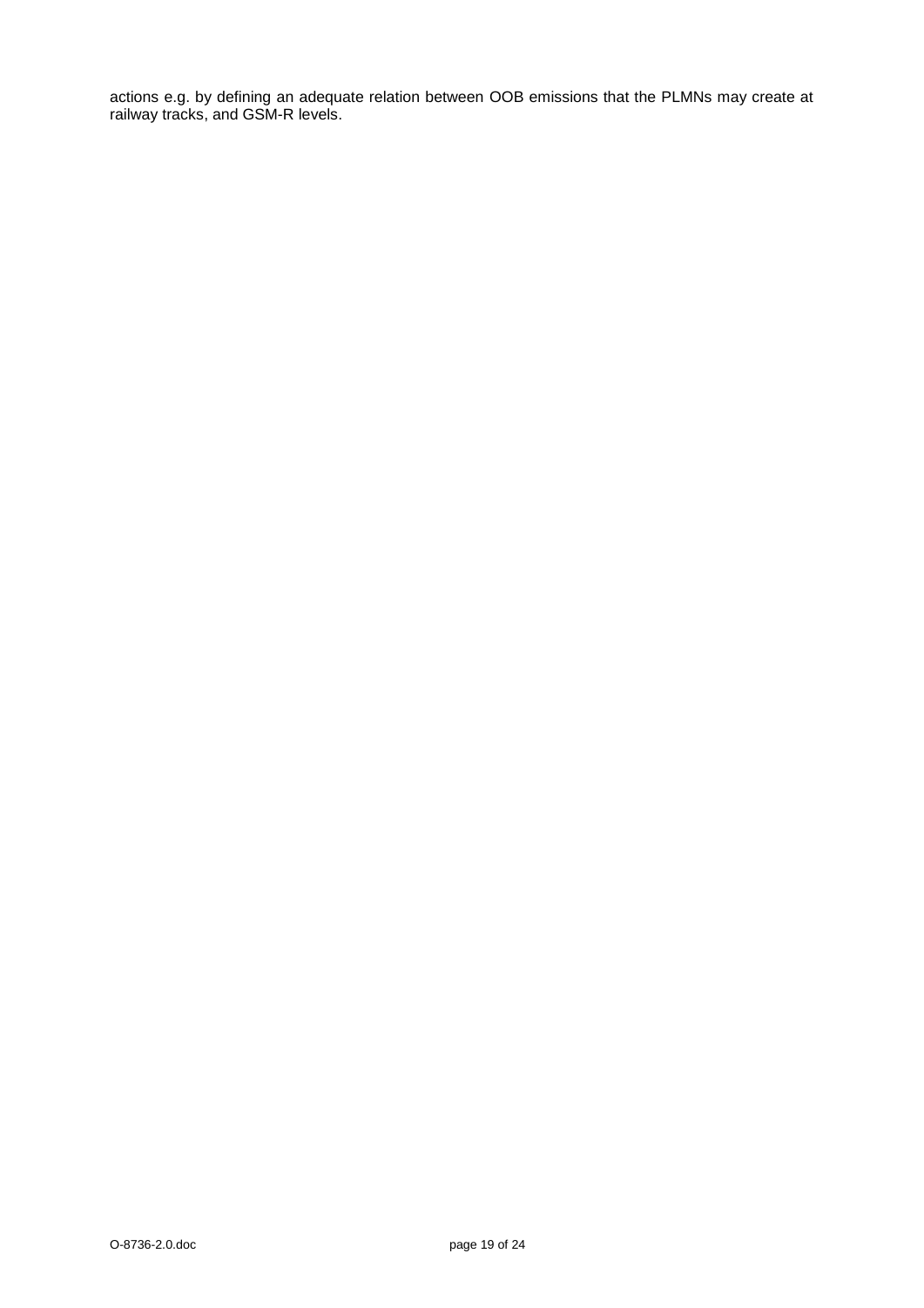actions e.g. by defining an adequate relation between OOB emissions that the PLMNs may create at railway tracks, and GSM-R levels.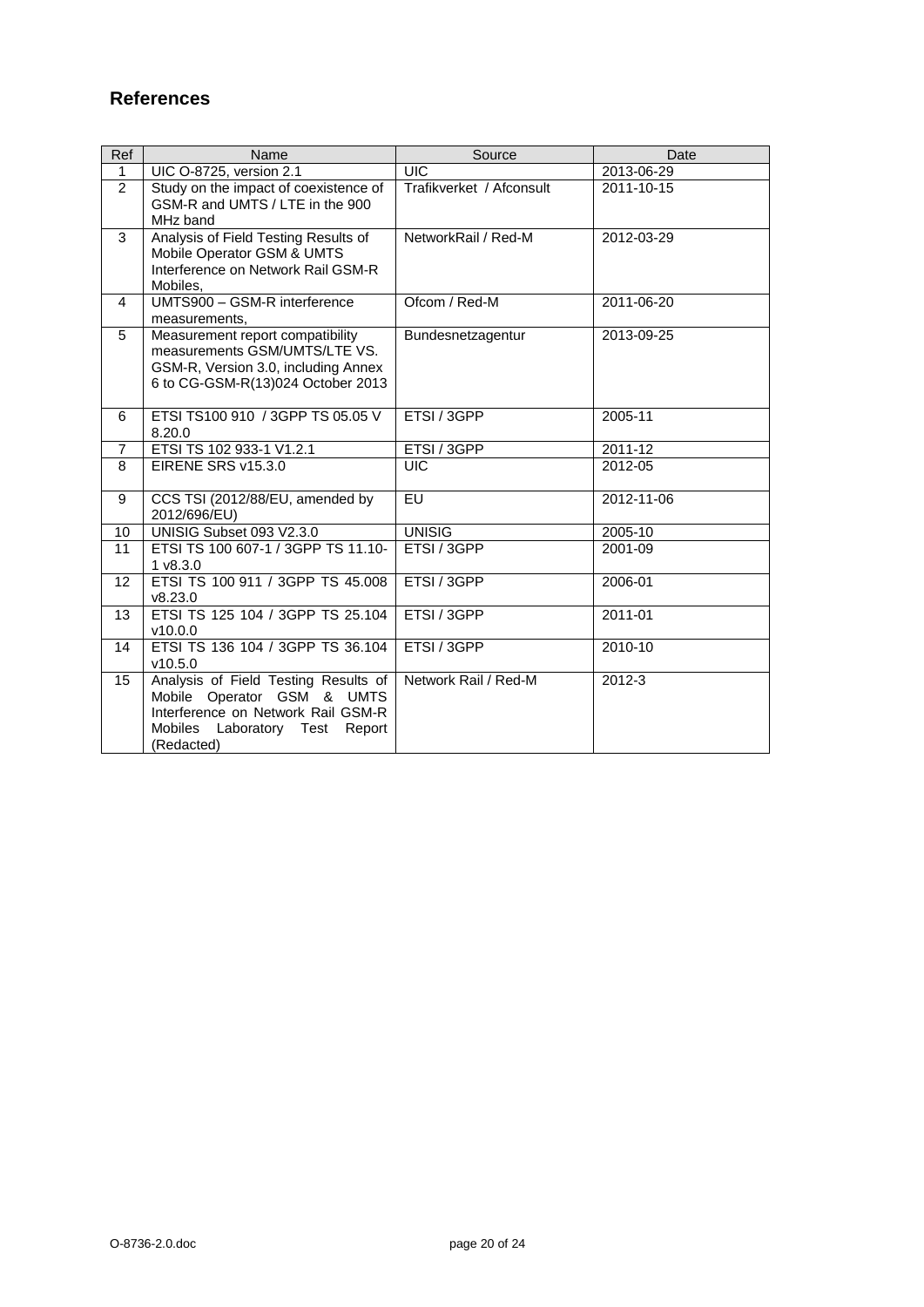## References

| Ref | Name | Source | Date |
|---|---|---|---|
| 1 | UIC O-8725, version 2.1 | UIC | 2013-06-29 |
| 2 | Study on the impact of coexistence of GSM-R and UMTS / LTE in the 900 MHz band | Trafikverket / Afconsult | 2011-10-15 |
| 3 | Analysis of Field Testing Results of Mobile Operator GSM & UMTS Interference on Network Rail GSM-R Mobiles, | NetworkRail / Red-M | 2012-03-29 |
| 4 | UMTS900 – GSM-R interference measurements, | Ofcom / Red-M | 2011-06-20 |
| 5 | Measurement report compatibility measurements GSM/UMTS/LTE VS. GSM-R, Version 3.0, including Annex 6 to CG-GSM-R(13)024 October 2013 | Bundesnetzagentur | 2013-09-25 |
| 6 | ETSI TS100 910 / 3GPP TS 05.05 V 8.20.0 | ETSI / 3GPP | 2005-11 |
| 7 | ETSI TS 102 933-1 V1.2.1 | ETSI / 3GPP | 2011-12 |
| 8 | EIRENE SRS v15.3.0 | UIC | 2012-05 |
| 9 | CCS TSI (2012/88/EU, amended by 2012/696/EU) | EU | 2012-11-06 |
| 10 | UNISIG Subset 093 V2.3.0 | UNISIG | 2005-10 |
| 11 | ETSI TS 100 607-1 / 3GPP TS 11.10-1 v8.3.0 | ETSI / 3GPP | 2001-09 |
| 12 | ETSI TS 100 911 / 3GPP TS 45.008 v8.23.0 | ETSI / 3GPP | 2006-01 |
| 13 | ETSI TS 125 104 / 3GPP TS 25.104 v10.0.0 | ETSI / 3GPP | 2011-01 |
| 14 | ETSI TS 136 104 / 3GPP TS 36.104 v10.5.0 | ETSI / 3GPP | 2010-10 |
| 15 | Analysis of Field Testing Results of Mobile Operator GSM & UMTS Interference on Network Rail GSM-R Mobiles Laboratory Test Report (Redacted) | Network Rail / Red-M | 2012-3 |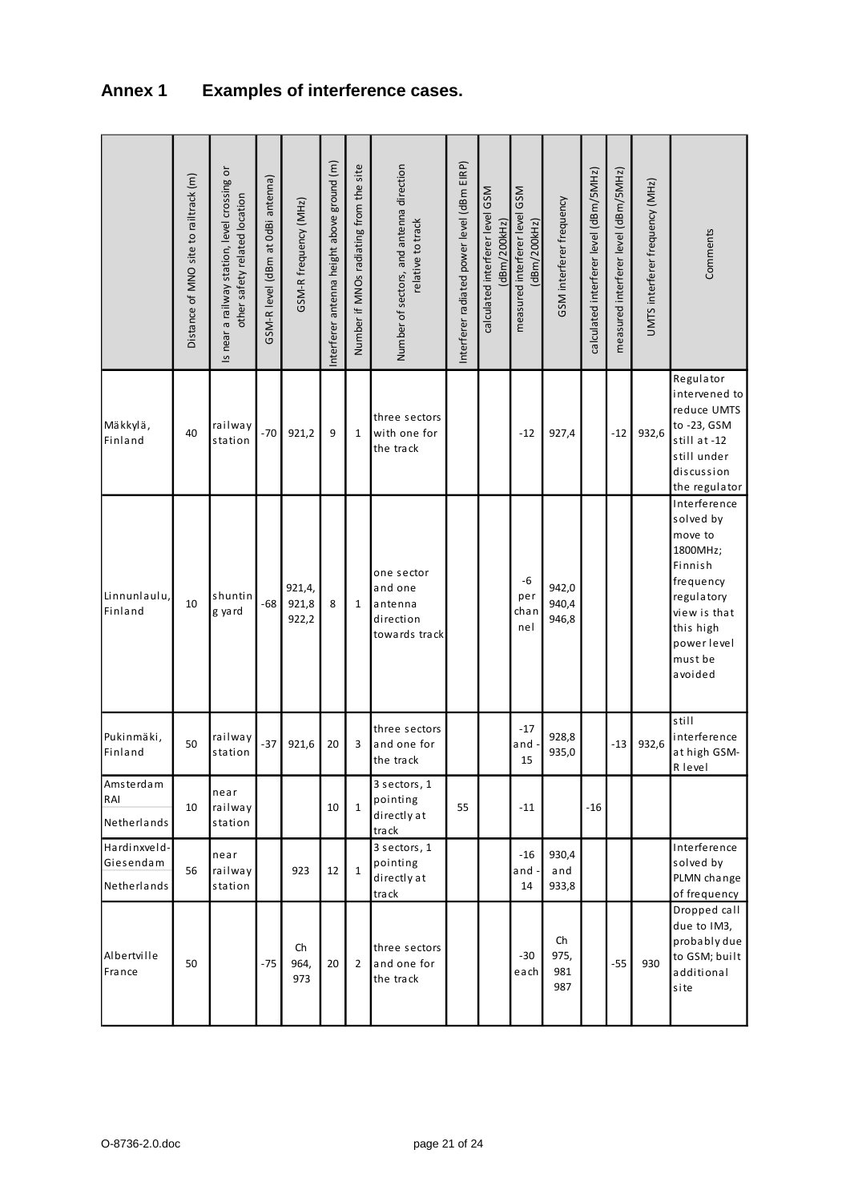## Annex 1 Examples of interference cases.

| | Distance of MNO site to railtrack (m) | Is near a railway station, level crossing or other safety related location | GSM-R level (dBm at 0dBi antenna) | GSM-R frequency (MHz) | Interferer antenna height above ground (m) | Number if MNOs radiating from the site | Number of sectors, and antenna direction relative to track | Interferer radiated power level (dBm EIRP) | calculated interferer level GSM (dBm/200kHz) | measured interferer level GSM (dBm/200kHz) | GSM interferer frequency | calculated interferer level (dBm/5MHz) | measured interferer level (dBm/5MHz) | UMTS interferer frequency (MHz) | Comments |
|---|---|---|---|---|---|---|---|---|---|---|---|---|---|---|---|
| Mäkkylä, Finland | 40 | railway station | -70 | 921,2 | 9 | 1 | three sectors with one for the track | | | -12 | 927,4 | | -12 | 932,6 | Regulator intervened to reduce UMTS to -23, GSM still at -12 still under discussion the regulator |
| Linnunlaulu, Finland | 10 | shunting yard | -68 | 921,4, 921,8 922,2 | 8 | 1 | one sector and one antenna direction towards track | | | -6 per channel | 942,0 940,4 946,8 | | | | Interference solved by move to 1800MHz; Finnish frequency regulatory view is that this high power level must be avoided |
| Pukinmäki, Finland | 50 | railway station | -37 | 921,6 | 20 | 3 | three sectors and one for the track | | | -17 and -15 | 928,8 935,0 | | -13 | 932,6 | still interference at high GSM-R level |
| Amsterdam RAI Netherlands | 10 | near railway station | | | 10 | 1 | 3 sectors, 1 pointing directly at track | 55 | | -11 | | -16 | | | |
| Hardinxveld-Giesendam Netherlands | 56 | near railway station | | 923 | 12 | 1 | 3 sectors, 1 pointing directly at track | | | -16 and -14 | 930,4 and 933,8 | | | | Interference solved by PLMN change of frequency |
| Albertville France | 50 | | -75 | Ch 964, 973 | 20 | 2 | three sectors and one for the track | | | -30 each | Ch 975, 981 987 | | -55 | 930 | Dropped call due to IM3, probably due to GSM; built additional site |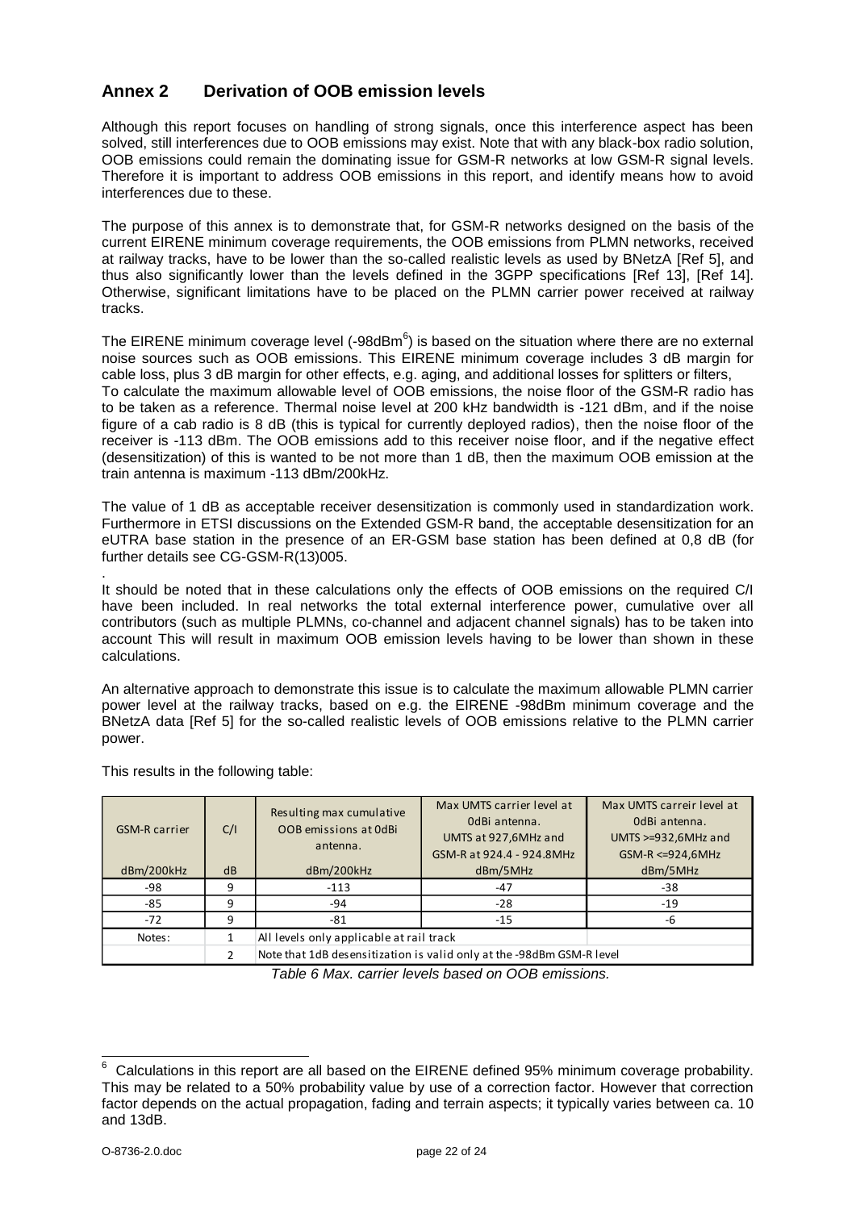## Annex 2 Derivation of OOB emission levels

Although this report focuses on handling of strong signals, once this interference aspect has been solved, still interferences due to OOB emissions may exist. Note that with any black-box radio solution, OOB emissions could remain the dominating issue for GSM-R networks at low GSM-R signal levels. Therefore it is important to address OOB emissions in this report, and identify means how to avoid interferences due to these.

The purpose of this annex is to demonstrate that, for GSM-R networks designed on the basis of the current EIRENE minimum coverage requirements, the OOB emissions from PLMN networks, received at railway tracks, have to be lower than the so-called realistic levels as used by BNetzA [Ref 5], and thus also significantly lower than the levels defined in the 3GPP specifications [Ref 13], [Ref 14]. Otherwise, significant limitations have to be placed on the PLMN carrier power received at railway tracks.

The EIRENE minimum coverage level (-98dBm[6]) is based on the situation where there are no external noise sources such as OOB emissions. This EIRENE minimum coverage includes 3 dB margin for cable loss, plus 3 dB margin for other effects, e.g. aging, and additional losses for splitters or filters,
To calculate the maximum allowable level of OOB emissions, the noise floor of the GSM-R radio has to be taken as a reference. Thermal noise level at 200 kHz bandwidth is -121 dBm, and if the noise figure of a cab radio is 8 dB (this is typical for currently deployed radios), then the noise floor of the receiver is -113 dBm. The OOB emissions add to this receiver noise floor, and if the negative effect (desensitization) of this is wanted to be not more than 1 dB, then the maximum OOB emission at the train antenna is maximum -113 dBm/200kHz.

The value of 1 dB as acceptable receiver desensitization is commonly used in standardization work. Furthermore in ETSI discussions on the Extended GSM-R band, the acceptable desensitization for an eUTRA base station in the presence of an ER-GSM base station has been defined at 0,8 dB (for further details see CG-GSM-R(13)005.

.
It should be noted that in these calculations only the effects of OOB emissions on the required C/I have been included. In real networks the total external interference power, cumulative over all contributors (such as multiple PLMNs, co-channel and adjacent channel signals) has to be taken into account This will result in maximum OOB emission levels having to be lower than shown in these calculations.

An alternative approach to demonstrate this issue is to calculate the maximum allowable PLMN carrier power level at the railway tracks, based on e.g. the EIRENE -98dBm minimum coverage and the BNetzA data [Ref 5] for the so-called realistic levels of OOB emissions relative to the PLMN carrier power.

This results in the following table:

| GSM-R carrier dBm/200kHz | C/I dB | Resulting max cumulative OOB emissions at 0dBi antenna. dBm/200kHz | Max UMTS carrier level at 0dBi antenna. UMTS at 927,6MHz and GSM-R at 924.4 - 924.8MHz dBm/5MHz | Max UMTS carreir level at 0dBi antenna. UMTS >=932,6MHz and GSM-R <=924,6MHz dBm/5MHz |
|---|---|---|---|---|
| -98 | 9 | -113 | -47 | -38 |
| -85 | 9 | -94 | -28 | -19 |
| -72 | 9 | -81 | -15 | -6 |
| Notes: | 1 | All levels only applicable at rail track | | |
| | 2 | Note that 1dB desensitization is valid only at the -98dBm GSM-R level | | |

*Table 6 Max. carrier levels based on OOB emissions.*

[6] Calculations in this report are all based on the EIRENE defined 95% minimum coverage probability. This may be related to a 50% probability value by use of a correction factor. However that correction factor depends on the actual propagation, fading and terrain aspects; it typically varies between ca. 10 and 13dB.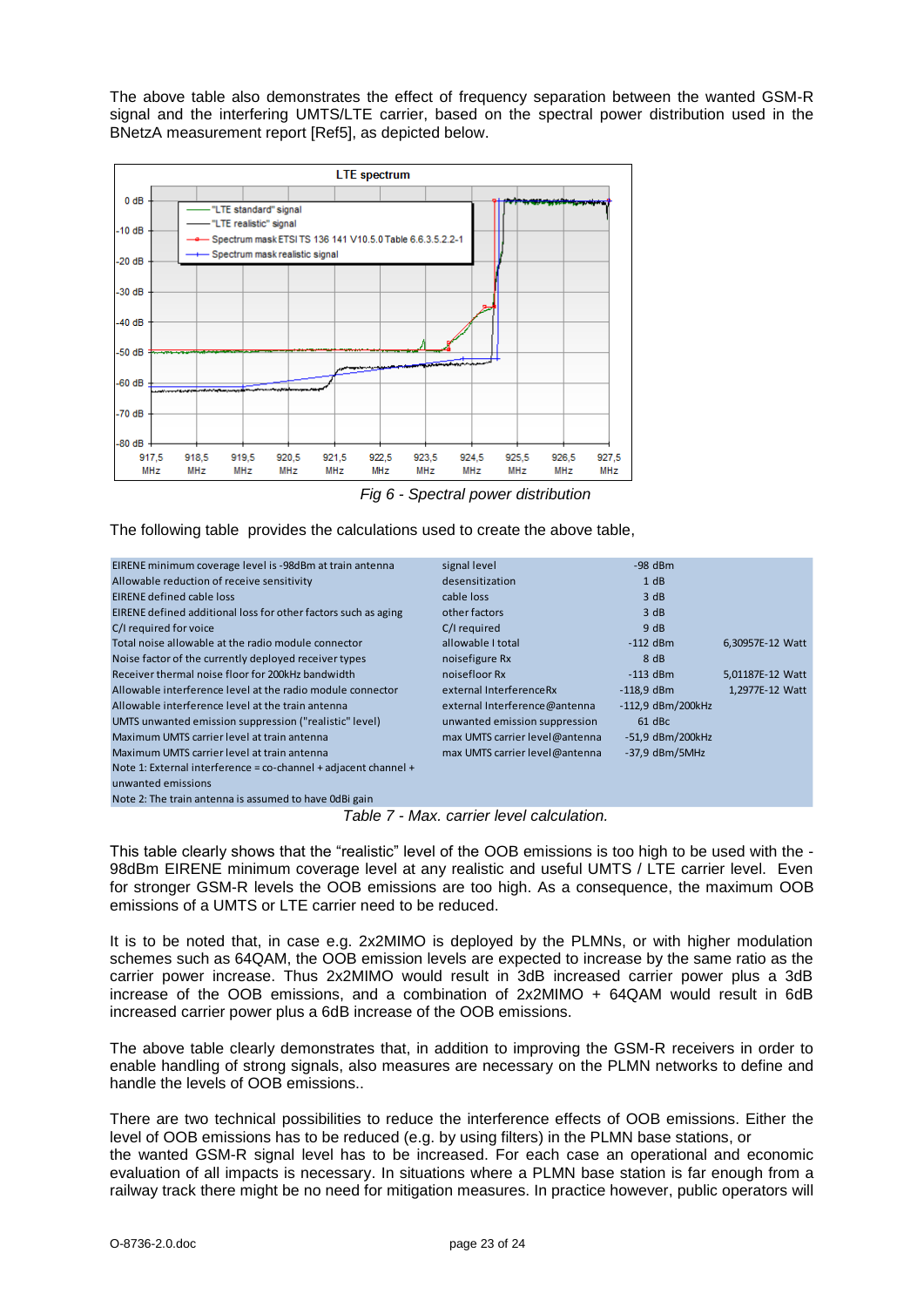The above table also demonstrates the effect of frequency separation between the wanted GSM-R signal and the interfering UMTS/LTE carrier, based on the spectral power distribution used in the BNetzA measurement report [Ref5], as depicted below.

*Fig 6 - Spectral power distribution*

The following table provides the calculations used to create the above table,

| | | | |
|---|---|---|---|
| EIRENE minimum coverage level is -98dBm at train antenna | signal level | -98 dBm | |
| Allowable reduction of receive sensitivity | desensitization | 1 dB | |
| EIRENE defined cable loss | cable loss | 3 dB | |
| EIRENE defined additional loss for other factors such as aging | other factors | 3 dB | |
| C/I required for voice | C/I required | 9 dB | |
| Total noise allowable at the radio module connector | allowable I total | -112 dBm | 6,30957E-12 Watt |
| Noise factor of the currently deployed receiver types | noisefigure Rx | 8 dB | |
| Receiver thermal noise floor for 200kHz bandwidth | noisefloor Rx | -113 dBm | 5,01187E-12 Watt |
| Allowable interference level at the radio module connector | external InterferenceRx | -118,9 dBm | 1,2977E-12 Watt |
| Allowable interference level at the train antenna | external Interference@antenna | -112,9 dBm/200kHz | |
| UMTS unwanted emission suppression ("realistic" level) | unwanted emission suppression | 61 dBc | |
| Maximum UMTS carrier level at train antenna | max UMTS carrier level@antenna | -51,9 dBm/200kHz | |
| Maximum UMTS carrier level at train antenna | max UMTS carrier level@antenna | -37,9 dBm/5MHz | |
| Note 1: External interference = co-channel + adjacent channel + unwanted emissions | | | |
| Note 2: The train antenna is assumed to have 0dBi gain | | | |

*Table 7 - Max. carrier level calculation.*

This table clearly shows that the "realistic" level of the OOB emissions is too high to be used with the -98dBm EIRENE minimum coverage level at any realistic and useful UMTS / LTE carrier level. Even for stronger GSM-R levels the OOB emissions are too high. As a consequence, the maximum OOB emissions of a UMTS or LTE carrier need to be reduced.

It is to be noted that, in case e.g. 2x2MIMO is deployed by the PLMNs, or with higher modulation schemes such as 64QAM, the OOB emission levels are expected to increase by the same ratio as the carrier power increase. Thus 2x2MIMO would result in 3dB increased carrier power plus a 3dB increase of the OOB emissions, and a combination of 2x2MIMO + 64QAM would result in 6dB increased carrier power plus a 6dB increase of the OOB emissions.

The above table clearly demonstrates that, in addition to improving the GSM-R receivers in order to enable handling of strong signals, also measures are necessary on the PLMN networks to define and handle the levels of OOB emissions..

There are two technical possibilities to reduce the interference effects of OOB emissions. Either the level of OOB emissions has to be reduced (e.g. by using filters) in the PLMN base stations, or the wanted GSM-R signal level has to be increased. For each case an operational and economic evaluation of all impacts is necessary. In situations where a PLMN base station is far enough from a railway track there might be no need for mitigation measures. In practice however, public operators will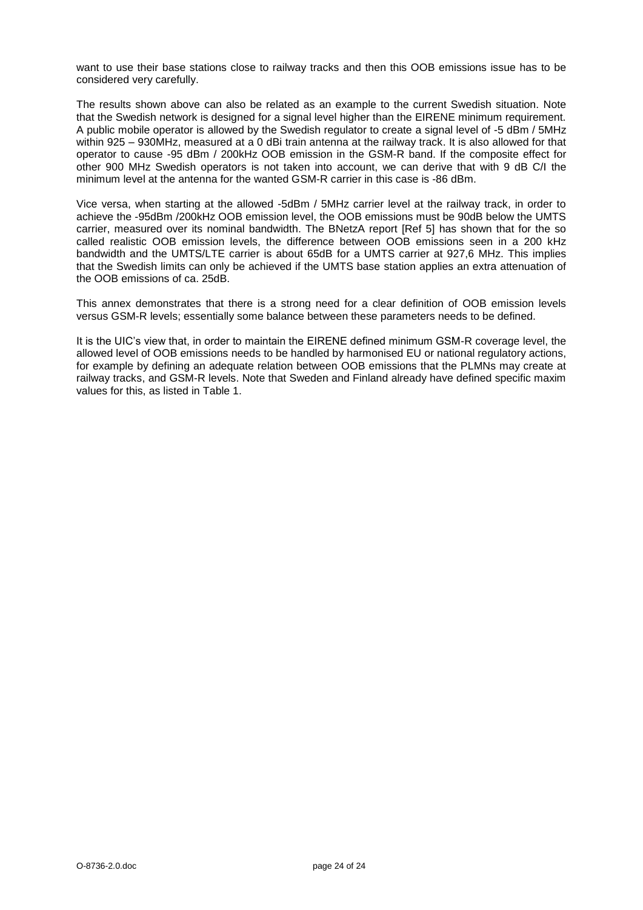want to use their base stations close to railway tracks and then this OOB emissions issue has to be considered very carefully.

The results shown above can also be related as an example to the current Swedish situation. Note that the Swedish network is designed for a signal level higher than the EIRENE minimum requirement. A public mobile operator is allowed by the Swedish regulator to create a signal level of -5 dBm / 5MHz within 925 – 930MHz, measured at a 0 dBi train antenna at the railway track. It is also allowed for that operator to cause -95 dBm / 200kHz OOB emission in the GSM-R band. If the composite effect for other 900 MHz Swedish operators is not taken into account, we can derive that with 9 dB C/I the minimum level at the antenna for the wanted GSM-R carrier in this case is -86 dBm.

Vice versa, when starting at the allowed -5dBm / 5MHz carrier level at the railway track, in order to achieve the -95dBm /200kHz OOB emission level, the OOB emissions must be 90dB below the UMTS carrier, measured over its nominal bandwidth. The BNetzA report [Ref 5] has shown that for the so called realistic OOB emission levels, the difference between OOB emissions seen in a 200 kHz bandwidth and the UMTS/LTE carrier is about 65dB for a UMTS carrier at 927,6 MHz. This implies that the Swedish limits can only be achieved if the UMTS base station applies an extra attenuation of the OOB emissions of ca. 25dB.

This annex demonstrates that there is a strong need for a clear definition of OOB emission levels versus GSM-R levels; essentially some balance between these parameters needs to be defined.

It is the UIC's view that, in order to maintain the EIRENE defined minimum GSM-R coverage level, the allowed level of OOB emissions needs to be handled by harmonised EU or national regulatory actions, for example by defining an adequate relation between OOB emissions that the PLMNs may create at railway tracks, and GSM-R levels. Note that Sweden and Finland already have defined specific maxim values for this, as listed in Table 1.